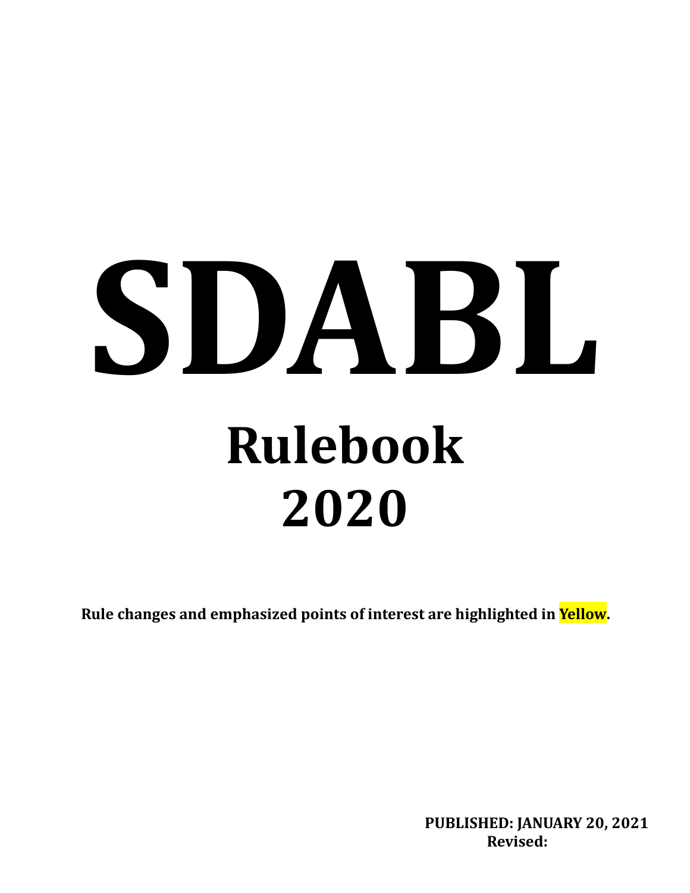# SDABL

## Rulebook
## 2020

**Rule changes and emphasized points of interest are highlighted in Yellow.**

**PUBLISHED: JANUARY 20, 2021**
**Revised:**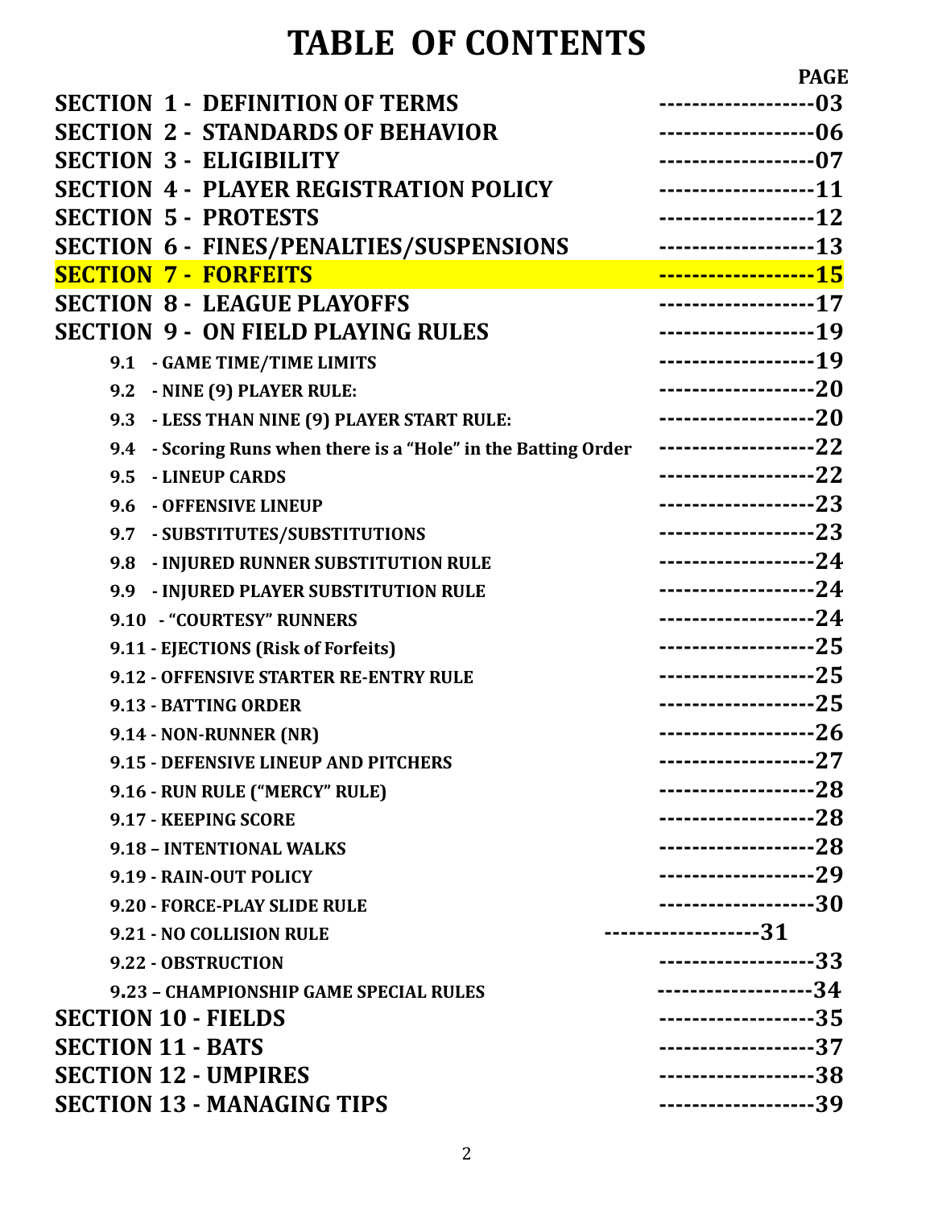# TABLE OF CONTENTS

| | PAGE |
|---|---|
| **SECTION 1 - DEFINITION OF TERMS** | -------------------03 |
| **SECTION 2 - STANDARDS OF BEHAVIOR** | -------------------06 |
| **SECTION 3 - ELIGIBILITY** | -------------------07 |
| **SECTION 4 - PLAYER REGISTRATION POLICY** | -------------------11 |
| **SECTION 5 - PROTESTS** | -------------------12 |
| **SECTION 6 - FINES/PENALTIES/SUSPENSIONS** | -------------------13 |
| **SECTION 7 - FORFEITS** | -------------------15 |
| **SECTION 8 - LEAGUE PLAYOFFS** | -------------------17 |
| **SECTION 9 - ON FIELD PLAYING RULES** | -------------------19 |
| 9.1 - GAME TIME/TIME LIMITS | -------------------19 |
| 9.2 - NINE (9) PLAYER RULE: | -------------------20 |
| 9.3 - LESS THAN NINE (9) PLAYER START RULE: | -------------------20 |
| 9.4 - Scoring Runs when there is a "Hole" in the Batting Order | -------------------22 |
| 9.5 - LINEUP CARDS | -------------------22 |
| 9.6 - OFFENSIVE LINEUP | -------------------23 |
| 9.7 - SUBSTITUTES/SUBSTITUTIONS | -------------------23 |
| 9.8 - INJURED RUNNER SUBSTITUTION RULE | -------------------24 |
| 9.9 - INJURED PLAYER SUBSTITUTION RULE | -------------------24 |
| 9.10 - "COURTESY" RUNNERS | -------------------24 |
| 9.11 - EJECTIONS (Risk of Forfeits) | -------------------25 |
| 9.12 - OFFENSIVE STARTER RE-ENTRY RULE | -------------------25 |
| 9.13 - BATTING ORDER | -------------------25 |
| 9.14 - NON-RUNNER (NR) | -------------------26 |
| 9.15 - DEFENSIVE LINEUP AND PITCHERS | -------------------27 |
| 9.16 - RUN RULE ("MERCY" RULE) | -------------------28 |
| 9.17 - KEEPING SCORE | -------------------28 |
| 9.18 – INTENTIONAL WALKS | -------------------28 |
| 9.19 - RAIN-OUT POLICY | -------------------29 |
| 9.20 - FORCE-PLAY SLIDE RULE | -------------------30 |
| 9.21 - NO COLLISION RULE | -------------------31 |
| 9.22 - OBSTRUCTION | -------------------33 |
| 9.23 – CHAMPIONSHIP GAME SPECIAL RULES | -------------------34 |
| **SECTION 10 - FIELDS** | -------------------35 |
| **SECTION 11 - BATS** | -------------------37 |
| **SECTION 12 - UMPIRES** | -------------------38 |
| **SECTION 13 - MANAGING TIPS** | -------------------39 |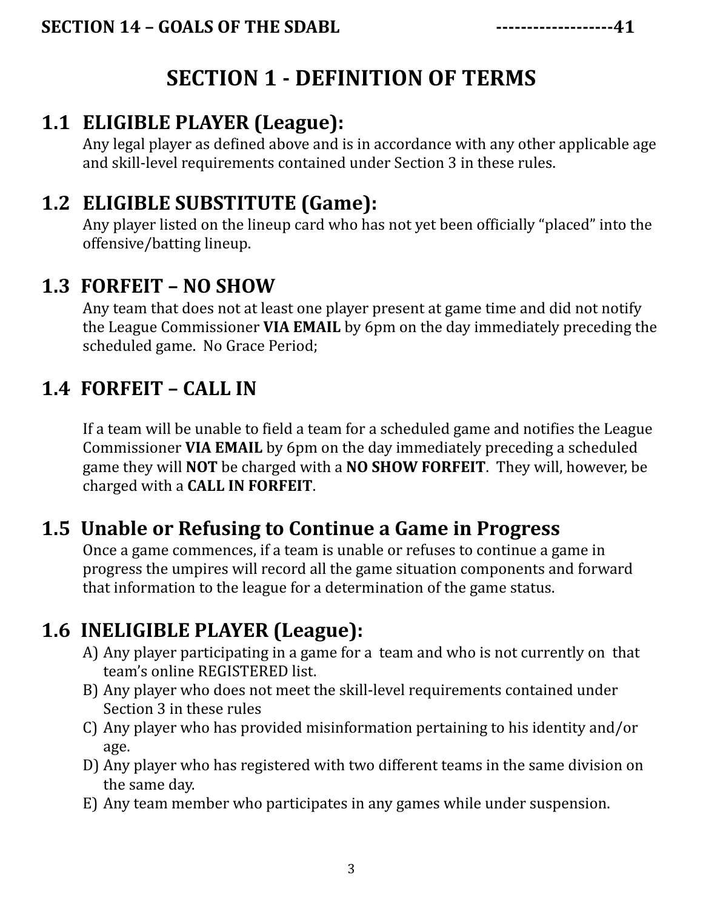SECTION 14 – GOALS OF THE SDABL -------------------41

# SECTION 1 - DEFINITION OF TERMS

## 1.1 ELIGIBLE PLAYER (League):

Any legal player as defined above and is in accordance with any other applicable age and skill-level requirements contained under Section 3 in these rules.

## 1.2 ELIGIBLE SUBSTITUTE (Game):

Any player listed on the lineup card who has not yet been officially "placed" into the offensive/batting lineup.

## 1.3 FORFEIT – NO SHOW

Any team that does not at least one player present at game time and did not notify the League Commissioner **VIA EMAIL** by 6pm on the day immediately preceding the scheduled game. No Grace Period;

## 1.4 FORFEIT – CALL IN

If a team will be unable to field a team for a scheduled game and notifies the League Commissioner **VIA EMAIL** by 6pm on the day immediately preceding a scheduled game they will **NOT** be charged with a **NO SHOW FORFEIT**. They will, however, be charged with a **CALL IN FORFEIT**.

## 1.5 Unable or Refusing to Continue a Game in Progress

Once a game commences, if a team is unable or refuses to continue a game in progress the umpires will record all the game situation components and forward that information to the league for a determination of the game status.

## 1.6 INELIGIBLE PLAYER (League):

A) Any player participating in a game for a team and who is not currently on that team's online REGISTERED list.
B) Any player who does not meet the skill-level requirements contained under Section 3 in these rules
C) Any player who has provided misinformation pertaining to his identity and/or age.
D) Any player who has registered with two different teams in the same division on the same day.
E) Any team member who participates in any games while under suspension.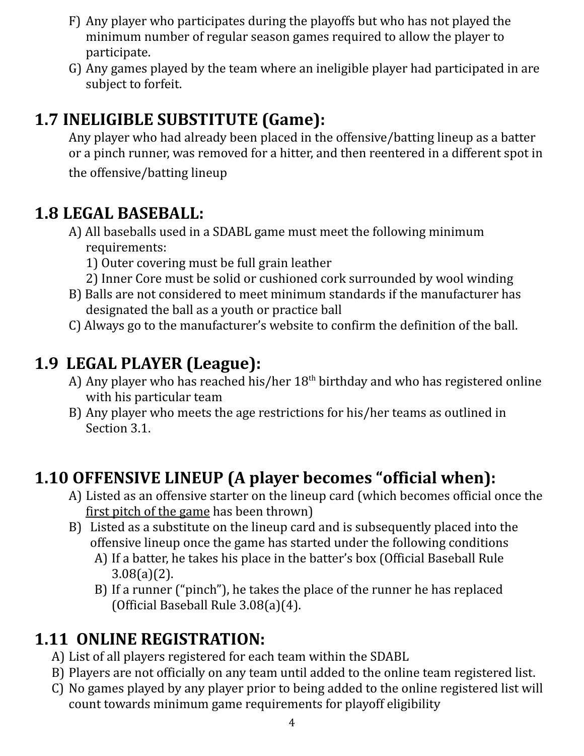F) Any player who participates during the playoffs but who has not played the minimum number of regular season games required to allow the player to participate.

G) Any games played by the team where an ineligible player had participated in are subject to forfeit.

## 1.7 INELIGIBLE SUBSTITUTE (Game):

Any player who had already been placed in the offensive/batting lineup as a batter or a pinch runner, was removed for a hitter, and then reentered in a different spot in the offensive/batting lineup

## 1.8 LEGAL BASEBALL:

A) All baseballs used in a SDABL game must meet the following minimum requirements:
   1) Outer covering must be full grain leather
   2) Inner Core must be solid or cushioned cork surrounded by wool winding

B) Balls are not considered to meet minimum standards if the manufacturer has designated the ball as a youth or practice ball

C) Always go to the manufacturer's website to confirm the definition of the ball.

## 1.9 LEGAL PLAYER (League):

A) Any player who has reached his/her 18th birthday and who has registered online with his particular team

B) Any player who meets the age restrictions for his/her teams as outlined in Section 3.1.

## 1.10 OFFENSIVE LINEUP (A player becomes "official when):

A) Listed as an offensive starter on the lineup card (which becomes official once the <u>first pitch of the game</u> has been thrown)

B) Listed as a substitute on the lineup card and is subsequently placed into the offensive lineup once the game has started under the following conditions
   A) If a batter, he takes his place in the batter's box (Official Baseball Rule 3.08(a)(2).
   B) If a runner ("pinch"), he takes the place of the runner he has replaced (Official Baseball Rule 3.08(a)(4).

## 1.11 ONLINE REGISTRATION:

A) List of all players registered for each team within the SDABL

B) Players are not officially on any team until added to the online team registered list.

C) No games played by any player prior to being added to the online registered list will count towards minimum game requirements for playoff eligibility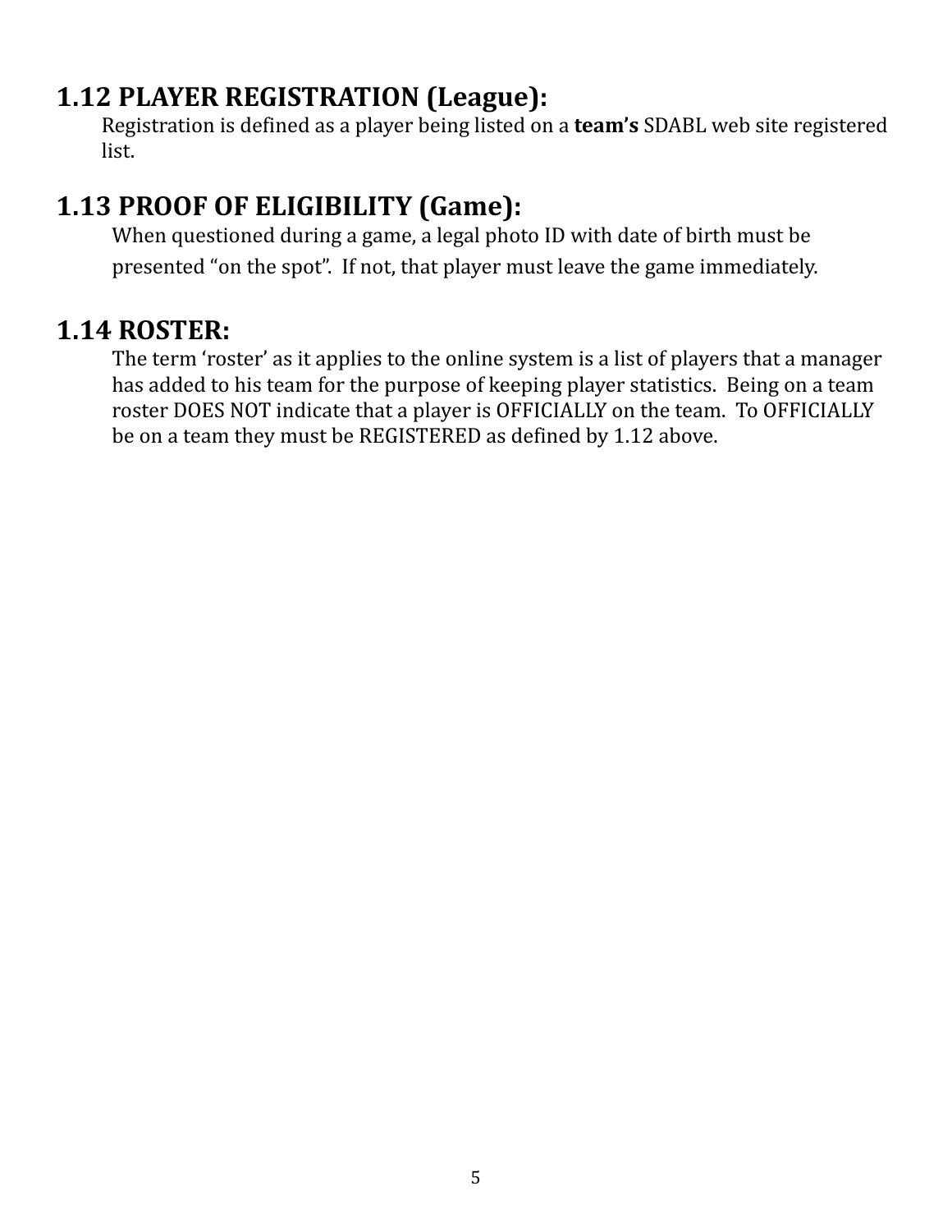## 1.12 PLAYER REGISTRATION (League):

Registration is defined as a player being listed on a **team's** SDABL web site registered list.

## 1.13 PROOF OF ELIGIBILITY (Game):

When questioned during a game, a legal photo ID with date of birth must be presented "on the spot". If not, that player must leave the game immediately.

## 1.14 ROSTER:

The term 'roster' as it applies to the online system is a list of players that a manager has added to his team for the purpose of keeping player statistics. Being on a team roster DOES NOT indicate that a player is OFFICIALLY on the team. To OFFICIALLY be on a team they must be REGISTERED as defined by 1.12 above.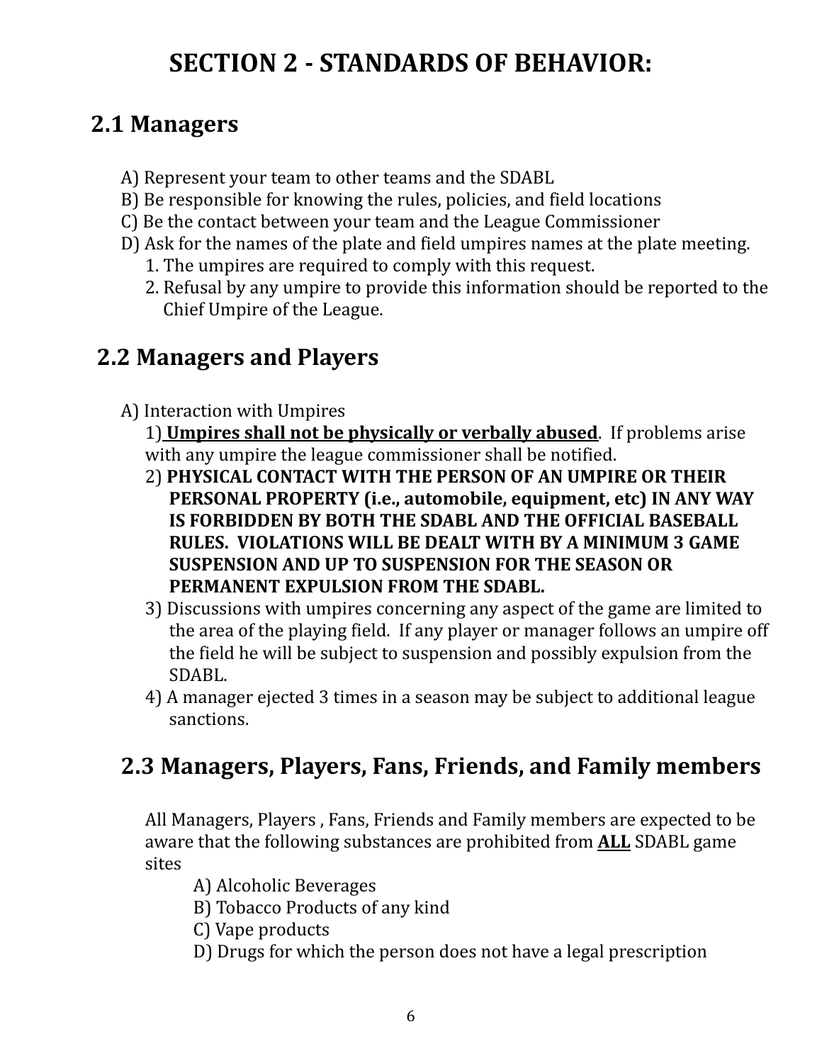# SECTION 2 - STANDARDS OF BEHAVIOR:

## 2.1 Managers

A) Represent your team to other teams and the SDABL
B) Be responsible for knowing the rules, policies, and field locations
C) Be the contact between your team and the League Commissioner
D) Ask for the names of the plate and field umpires names at the plate meeting.
  1. The umpires are required to comply with this request.
  2. Refusal by any umpire to provide this information should be reported to the Chief Umpire of the League.

## 2.2 Managers and Players

A) Interaction with Umpires
  1) <u>**Umpires shall not be physically or verbally abused**</u>. If problems arise with any umpire the league commissioner shall be notified.
  2) **PHYSICAL CONTACT WITH THE PERSON OF AN UMPIRE OR THEIR PERSONAL PROPERTY (i.e., automobile, equipment, etc) IN ANY WAY IS FORBIDDEN BY BOTH THE SDABL AND THE OFFICIAL BASEBALL RULES. VIOLATIONS WILL BE DEALT WITH BY A MINIMUM 3 GAME SUSPENSION AND UP TO SUSPENSION FOR THE SEASON OR PERMANENT EXPULSION FROM THE SDABL.**
  3) Discussions with umpires concerning any aspect of the game are limited to the area of the playing field. If any player or manager follows an umpire off the field he will be subject to suspension and possibly expulsion from the SDABL.
  4) A manager ejected 3 times in a season may be subject to additional league sanctions.

## 2.3 Managers, Players, Fans, Friends, and Family members

All Managers, Players , Fans, Friends and Family members are expected to be aware that the following substances are prohibited from <u>**ALL**</u> SDABL game sites

A) Alcoholic Beverages
B) Tobacco Products of any kind
C) Vape products
D) Drugs for which the person does not have a legal prescription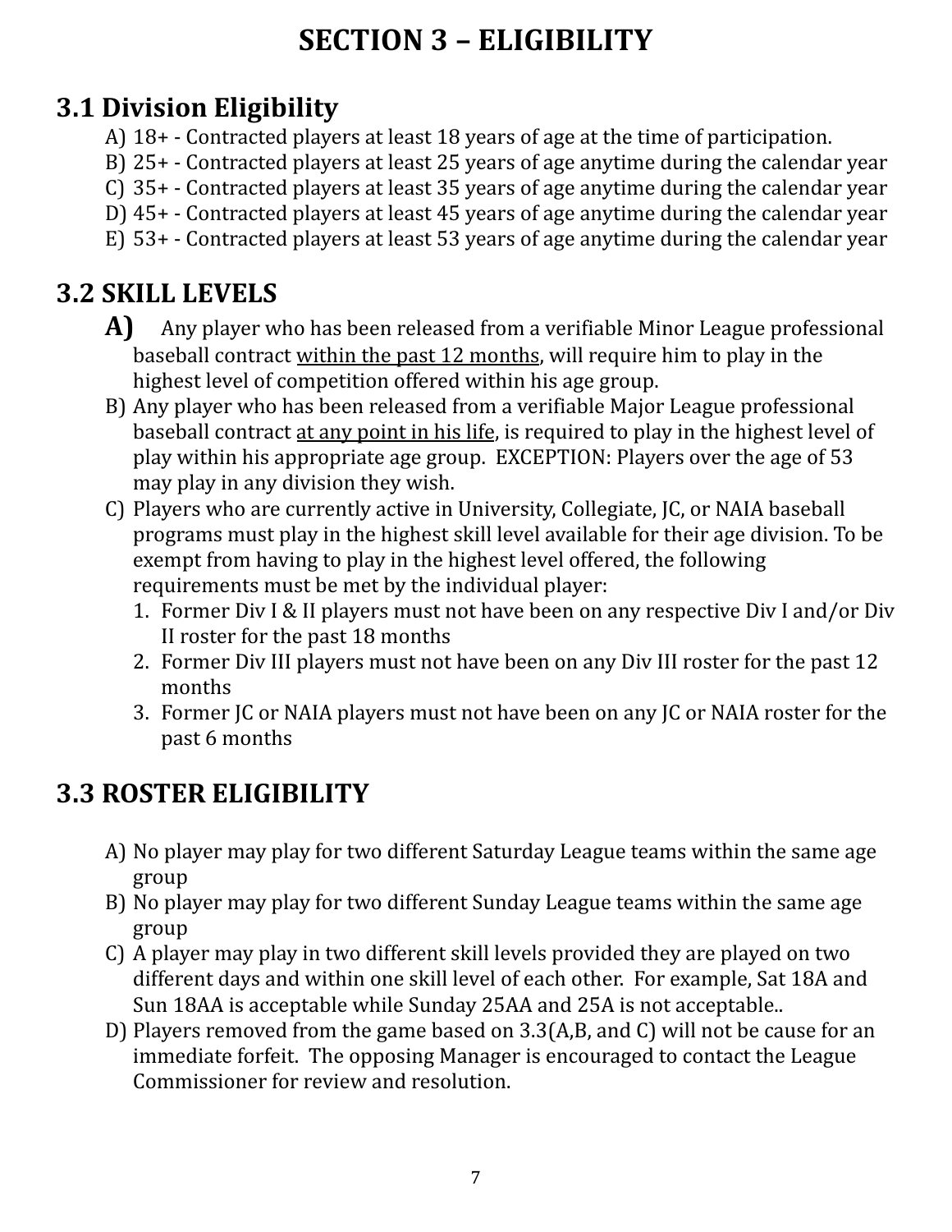# SECTION 3 – ELIGIBILITY

## 3.1 Division Eligibility

A) 18+ - Contracted players at least 18 years of age at the time of participation.
B) 25+ - Contracted players at least 25 years of age anytime during the calendar year
C) 35+ - Contracted players at least 35 years of age anytime during the calendar year
D) 45+ - Contracted players at least 45 years of age anytime during the calendar year
E) 53+ - Contracted players at least 53 years of age anytime during the calendar year

## 3.2 SKILL LEVELS

**A)** Any player who has been released from a verifiable Minor League professional baseball contract <u>within the past 12 months</u>, will require him to play in the highest level of competition offered within his age group.

B) Any player who has been released from a verifiable Major League professional baseball contract <u>at any point in his life</u>, is required to play in the highest level of play within his appropriate age group. EXCEPTION: Players over the age of 53 may play in any division they wish.

C) Players who are currently active in University, Collegiate, JC, or NAIA baseball programs must play in the highest skill level available for their age division. To be exempt from having to play in the highest level offered, the following requirements must be met by the individual player:

1. Former Div I & II players must not have been on any respective Div I and/or Div II roster for the past 18 months
2. Former Div III players must not have been on any Div III roster for the past 12 months
3. Former JC or NAIA players must not have been on any JC or NAIA roster for the past 6 months

## 3.3 ROSTER ELIGIBILITY

A) No player may play for two different Saturday League teams within the same age group
B) No player may play for two different Sunday League teams within the same age group
C) A player may play in two different skill levels provided they are played on two different days and within one skill level of each other. For example, Sat 18A and Sun 18AA is acceptable while Sunday 25AA and 25A is not acceptable..
D) Players removed from the game based on 3.3(A,B, and C) will not be cause for an immediate forfeit. The opposing Manager is encouraged to contact the League Commissioner for review and resolution.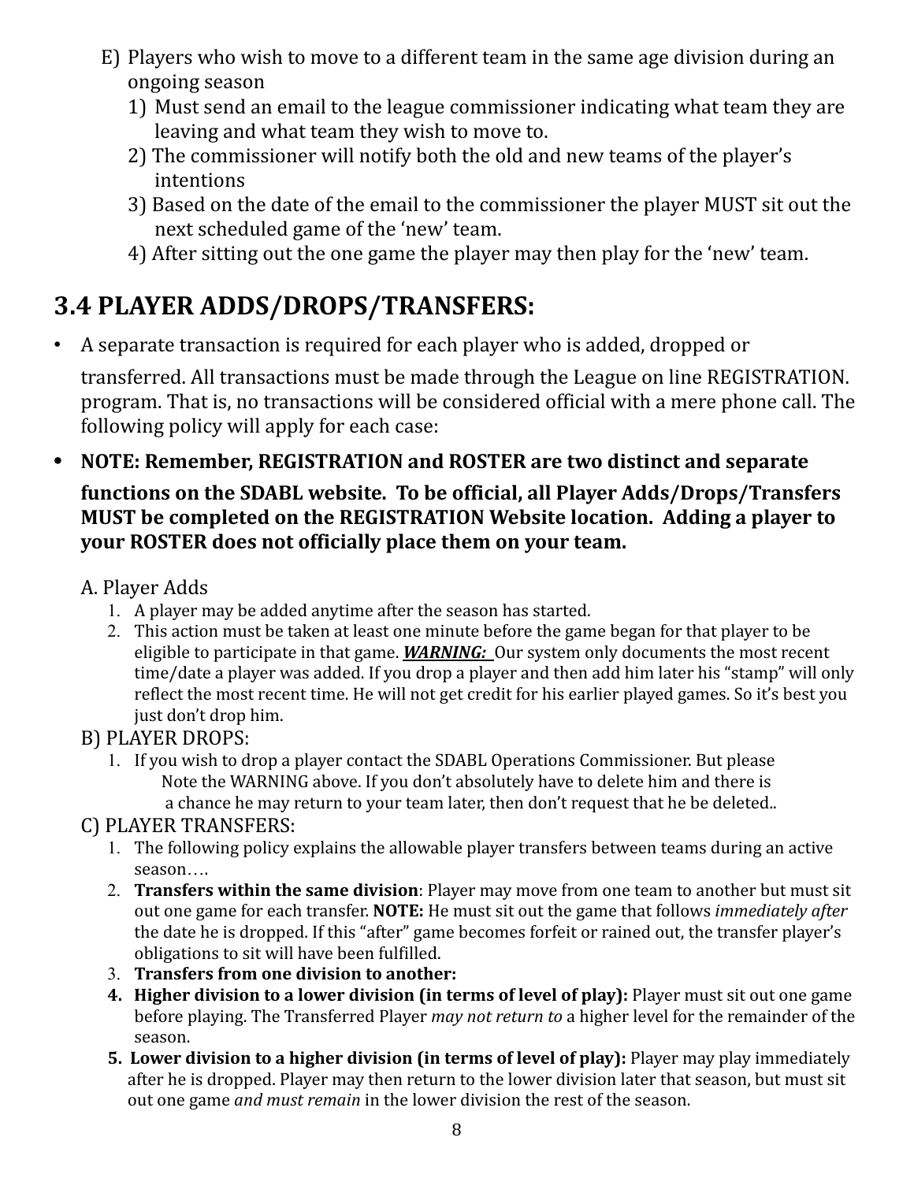E) Players who wish to move to a different team in the same age division during an ongoing season

1) Must send an email to the league commissioner indicating what team they are leaving and what team they wish to move to.
2) The commissioner will notify both the old and new teams of the player's intentions
3) Based on the date of the email to the commissioner the player MUST sit out the next scheduled game of the 'new' team.
4) After sitting out the one game the player may then play for the 'new' team.

## 3.4 PLAYER ADDS/DROPS/TRANSFERS:

- A separate transaction is required for each player who is added, dropped or transferred. All transactions must be made through the League on line REGISTRATION. program. That is, no transactions will be considered official with a mere phone call. The following policy will apply for each case:
- **NOTE: Remember, REGISTRATION and ROSTER are two distinct and separate functions on the SDABL website. To be official, all Player Adds/Drops/Transfers MUST be completed on the REGISTRATION Website location. Adding a player to your ROSTER does not officially place them on your team.**

A. Player Adds

1. A player may be added anytime after the season has started.
2. This action must be taken at least one minute before the game began for that player to be eligible to participate in that game. ***WARNING:*** Our system only documents the most recent time/date a player was added. If you drop a player and then add him later his "stamp" will only reflect the most recent time. He will not get credit for his earlier played games. So it's best you just don't drop him.

B) PLAYER DROPS:

1. If you wish to drop a player contact the SDABL Operations Commissioner. But please Note the WARNING above. If you don't absolutely have to delete him and there is a chance he may return to your team later, then don't request that he be deleted..

C) PLAYER TRANSFERS:

1. The following policy explains the allowable player transfers between teams during an active season….
2. **Transfers within the same division**: Player may move from one team to another but must sit out one game for each transfer. **NOTE:** He must sit out the game that follows *immediately after* the date he is dropped. If this "after" game becomes forfeit or rained out, the transfer player's obligations to sit will have been fulfilled.
3. **Transfers from one division to another:**
4. **Higher division to a lower division (in terms of level of play):** Player must sit out one game before playing. The Transferred Player *may not return to* a higher level for the remainder of the season.
5. **Lower division to a higher division (in terms of level of play):** Player may play immediately after he is dropped. Player may then return to the lower division later that season, but must sit out one game *and must remain* in the lower division the rest of the season.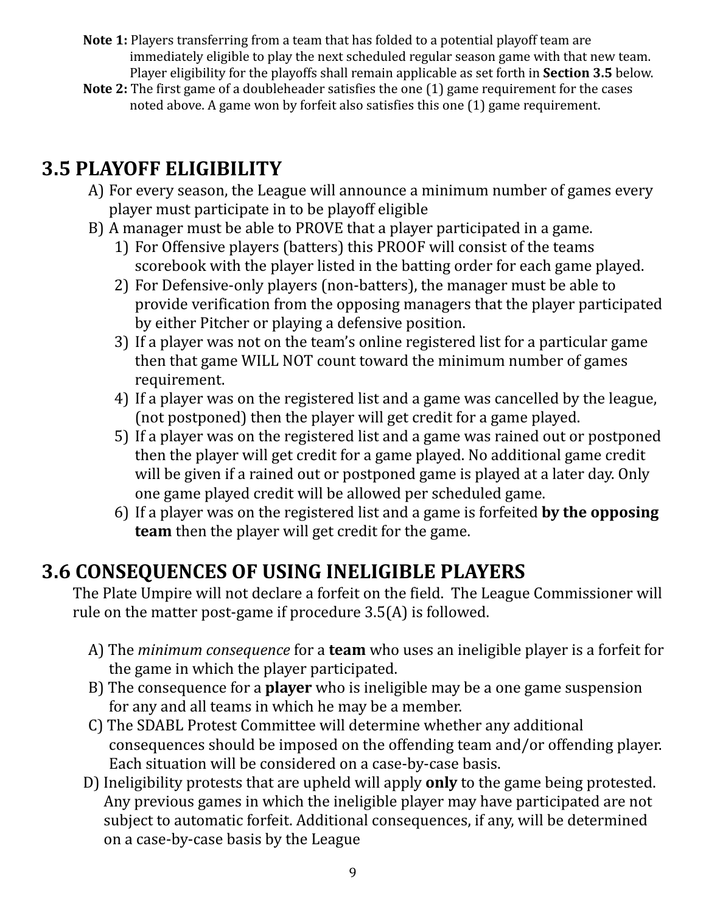**Note 1:** Players transferring from a team that has folded to a potential playoff team are immediately eligible to play the next scheduled regular season game with that new team. Player eligibility for the playoffs shall remain applicable as set forth in **Section 3.5** below.

**Note 2:** The first game of a doubleheader satisfies the one (1) game requirement for the cases noted above. A game won by forfeit also satisfies this one (1) game requirement.

## 3.5 PLAYOFF ELIGIBILITY

A) For every season, the League will announce a minimum number of games every player must participate in to be playoff eligible

B) A manager must be able to PROVE that a player participated in a game.
   1) For Offensive players (batters) this PROOF will consist of the teams scorebook with the player listed in the batting order for each game played.
   2) For Defensive-only players (non-batters), the manager must be able to provide verification from the opposing managers that the player participated by either Pitcher or playing a defensive position.
   3) If a player was not on the team's online registered list for a particular game then that game WILL NOT count toward the minimum number of games requirement.
   4) If a player was on the registered list and a game was cancelled by the league, (not postponed) then the player will get credit for a game played.
   5) If a player was on the registered list and a game was rained out or postponed then the player will get credit for a game played. No additional game credit will be given if a rained out or postponed game is played at a later day. Only one game played credit will be allowed per scheduled game.
   6) If a player was on the registered list and a game is forfeited **by the opposing team** then the player will get credit for the game.

## 3.6 CONSEQUENCES OF USING INELIGIBLE PLAYERS

The Plate Umpire will not declare a forfeit on the field. The League Commissioner will rule on the matter post-game if procedure 3.5(A) is followed.

A) The *minimum consequence* for a **team** who uses an ineligible player is a forfeit for the game in which the player participated.

B) The consequence for a **player** who is ineligible may be a one game suspension for any and all teams in which he may be a member.

C) The SDABL Protest Committee will determine whether any additional consequences should be imposed on the offending team and/or offending player. Each situation will be considered on a case-by-case basis.

D) Ineligibility protests that are upheld will apply **only** to the game being protested. Any previous games in which the ineligible player may have participated are not subject to automatic forfeit. Additional consequences, if any, will be determined on a case-by-case basis by the League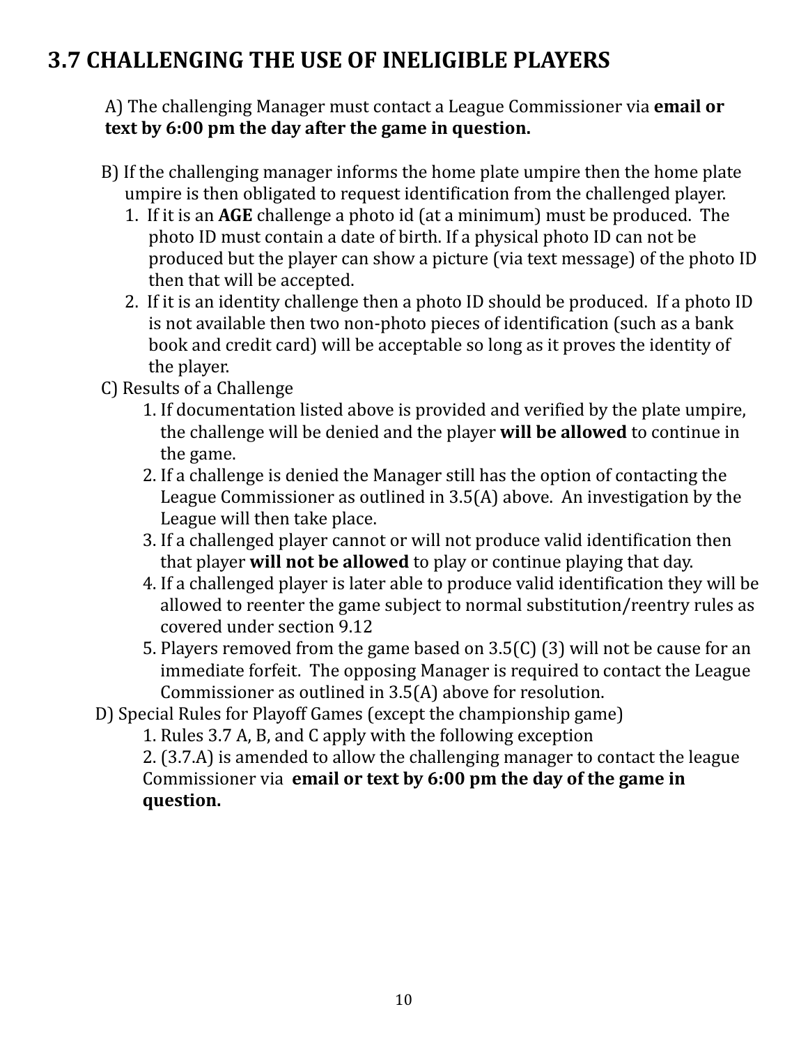## 3.7 CHALLENGING THE USE OF INELIGIBLE PLAYERS

A) The challenging Manager must contact a League Commissioner via **email or text by 6:00 pm the day after the game in question.**

B) If the challenging manager informs the home plate umpire then the home plate umpire is then obligated to request identification from the challenged player.

1. If it is an **AGE** challenge a photo id (at a minimum) must be produced. The photo ID must contain a date of birth. If a physical photo ID can not be produced but the player can show a picture (via text message) of the photo ID then that will be accepted.
2. If it is an identity challenge then a photo ID should be produced. If a photo ID is not available then two non-photo pieces of identification (such as a bank book and credit card) will be acceptable so long as it proves the identity of the player.

C) Results of a Challenge

1. If documentation listed above is provided and verified by the plate umpire, the challenge will be denied and the player **will be allowed** to continue in the game.
2. If a challenge is denied the Manager still has the option of contacting the League Commissioner as outlined in 3.5(A) above. An investigation by the League will then take place.
3. If a challenged player cannot or will not produce valid identification then that player **will not be allowed** to play or continue playing that day.
4. If a challenged player is later able to produce valid identification they will be allowed to reenter the game subject to normal substitution/reentry rules as covered under section 9.12
5. Players removed from the game based on 3.5(C) (3) will not be cause for an immediate forfeit. The opposing Manager is required to contact the League Commissioner as outlined in 3.5(A) above for resolution.

D) Special Rules for Playoff Games (except the championship game)

1. Rules 3.7 A, B, and C apply with the following exception
2. (3.7.A) is amended to allow the challenging manager to contact the league Commissioner via **email or text by 6:00 pm the day of the game in question.**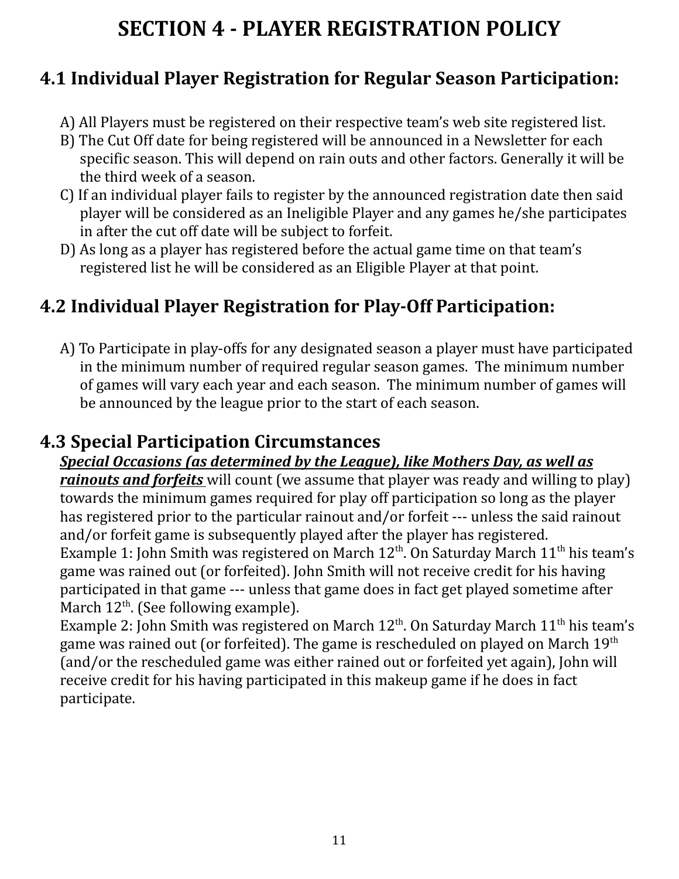# SECTION 4 - PLAYER REGISTRATION POLICY

## 4.1 Individual Player Registration for Regular Season Participation:

A) All Players must be registered on their respective team's web site registered list.
B) The Cut Off date for being registered will be announced in a Newsletter for each specific season. This will depend on rain outs and other factors. Generally it will be the third week of a season.
C) If an individual player fails to register by the announced registration date then said player will be considered as an Ineligible Player and any games he/she participates in after the cut off date will be subject to forfeit.
D) As long as a player has registered before the actual game time on that team's registered list he will be considered as an Eligible Player at that point.

## 4.2 Individual Player Registration for Play-Off Participation:

A) To Participate in play-offs for any designated season a player must have participated in the minimum number of required regular season games. The minimum number of games will vary each year and each season. The minimum number of games will be announced by the league prior to the start of each season.

## 4.3 Special Participation Circumstances

***<u>Special Occasions (as determined by the League), like Mothers Day, as well as rainouts and forfeits</u>*** will count (we assume that player was ready and willing to play) towards the minimum games required for play off participation so long as the player has registered prior to the particular rainout and/or forfeit --- unless the said rainout and/or forfeit game is subsequently played after the player has registered.

Example 1: John Smith was registered on March 12th. On Saturday March 11th his team's game was rained out (or forfeited). John Smith will not receive credit for his having participated in that game --- unless that game does in fact get played sometime after March 12th. (See following example).

Example 2: John Smith was registered on March 12th. On Saturday March 11th his team's game was rained out (or forfeited). The game is rescheduled on played on March 19th (and/or the rescheduled game was either rained out or forfeited yet again), John will receive credit for his having participated in this makeup game if he does in fact participate.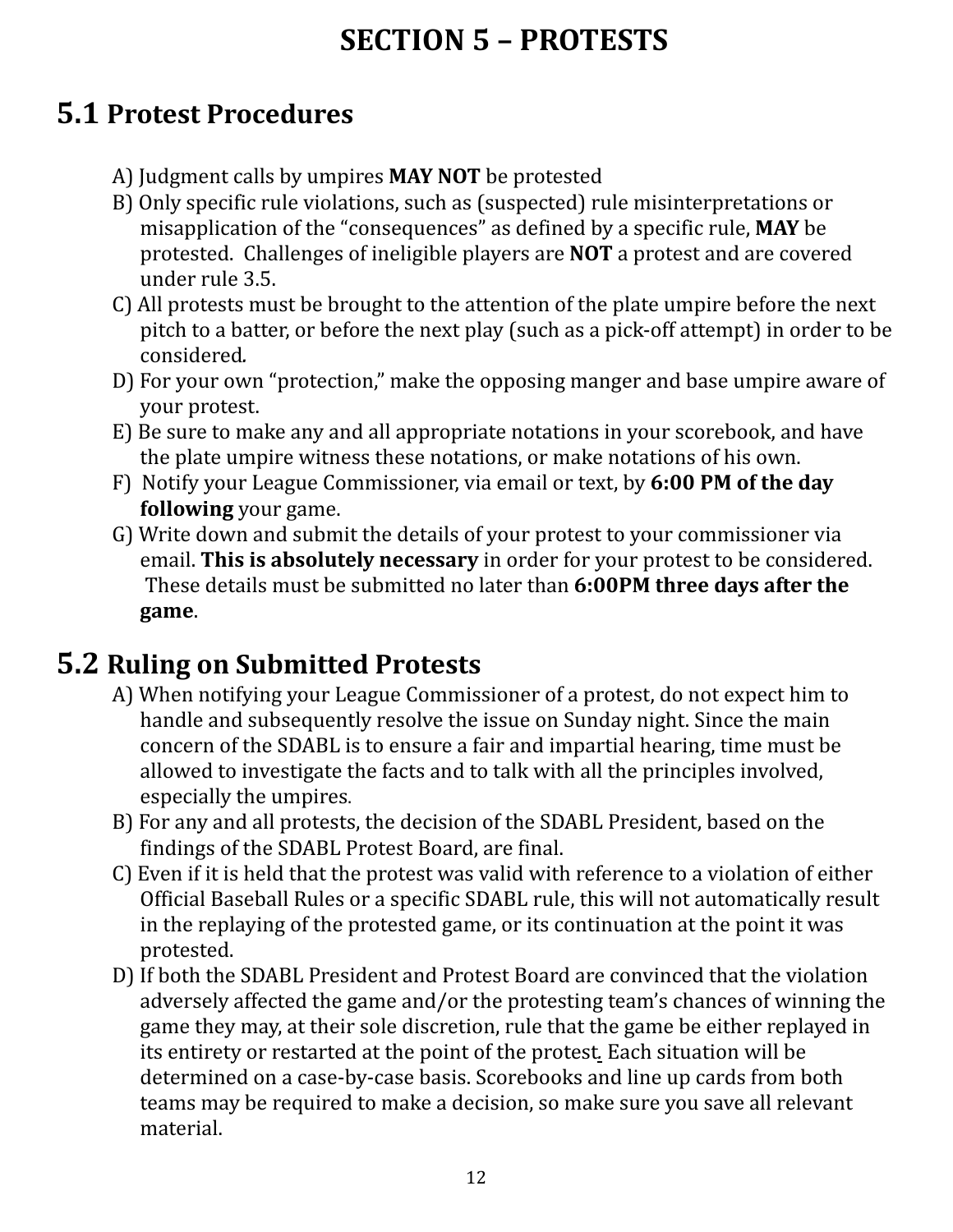# SECTION 5 – PROTESTS

## 5.1 Protest Procedures

A) Judgment calls by umpires **MAY NOT** be protested

B) Only specific rule violations, such as (suspected) rule misinterpretations or misapplication of the "consequences" as defined by a specific rule, **MAY** be protested. Challenges of ineligible players are **NOT** a protest and are covered under rule 3.5.

C) All protests must be brought to the attention of the plate umpire before the next pitch to a batter, or before the next play (such as a pick-off attempt) in order to be considered.

D) For your own "protection," make the opposing manger and base umpire aware of your protest.

E) Be sure to make any and all appropriate notations in your scorebook, and have the plate umpire witness these notations, or make notations of his own.

F) Notify your League Commissioner, via email or text, by **6:00 PM of the day following** your game.

G) Write down and submit the details of your protest to your commissioner via email. **This is absolutely necessary** in order for your protest to be considered. These details must be submitted no later than **6:00PM three days after the game**.

## 5.2 Ruling on Submitted Protests

A) When notifying your League Commissioner of a protest, do not expect him to handle and subsequently resolve the issue on Sunday night. Since the main concern of the SDABL is to ensure a fair and impartial hearing, time must be allowed to investigate the facts and to talk with all the principles involved, especially the umpires.

B) For any and all protests, the decision of the SDABL President, based on the findings of the SDABL Protest Board, are final.

C) Even if it is held that the protest was valid with reference to a violation of either Official Baseball Rules or a specific SDABL rule, this will not automatically result in the replaying of the protested game, or its continuation at the point it was protested.

D) If both the SDABL President and Protest Board are convinced that the violation adversely affected the game and/or the protesting team's chances of winning the game they may, at their sole discretion, rule that the game be either replayed in its entirety or restarted at the point of the protest. Each situation will be determined on a case-by-case basis. Scorebooks and line up cards from both teams may be required to make a decision, so make sure you save all relevant material.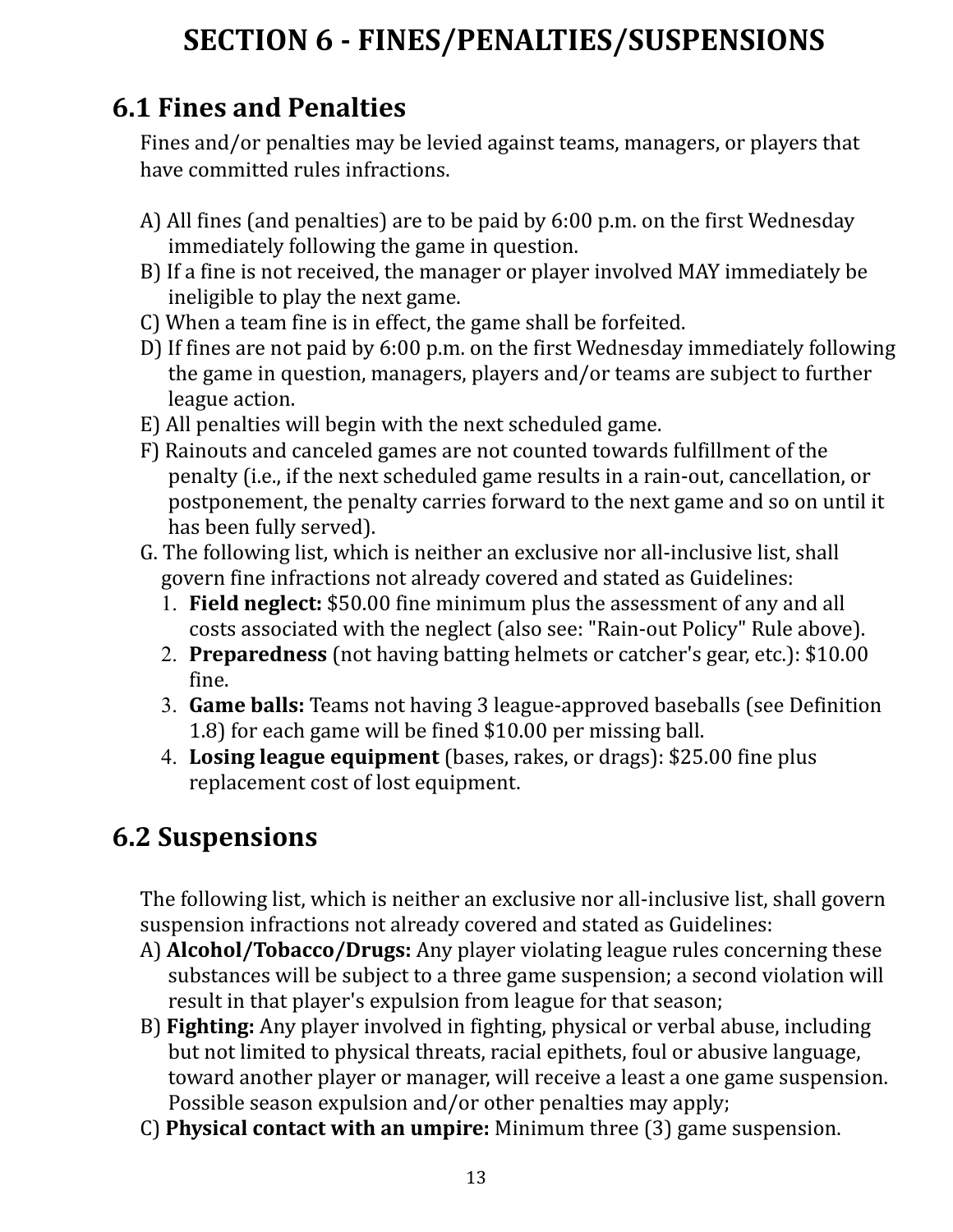# SECTION 6 - FINES/PENALTIES/SUSPENSIONS

## 6.1 Fines and Penalties

Fines and/or penalties may be levied against teams, managers, or players that have committed rules infractions.

A) All fines (and penalties) are to be paid by 6:00 p.m. on the first Wednesday immediately following the game in question.
B) If a fine is not received, the manager or player involved MAY immediately be ineligible to play the next game.
C) When a team fine is in effect, the game shall be forfeited.
D) If fines are not paid by 6:00 p.m. on the first Wednesday immediately following the game in question, managers, players and/or teams are subject to further league action.
E) All penalties will begin with the next scheduled game.
F) Rainouts and canceled games are not counted towards fulfillment of the penalty (i.e., if the next scheduled game results in a rain-out, cancellation, or postponement, the penalty carries forward to the next game and so on until it has been fully served).
G. The following list, which is neither an exclusive nor all-inclusive list, shall govern fine infractions not already covered and stated as Guidelines:

1. **Field neglect:** $50.00 fine minimum plus the assessment of any and all costs associated with the neglect (also see: "Rain-out Policy" Rule above).
2. **Preparedness** (not having batting helmets or catcher's gear, etc.): $10.00 fine.
3. **Game balls:** Teams not having 3 league-approved baseballs (see Definition 1.8) for each game will be fined $10.00 per missing ball.
4. **Losing league equipment** (bases, rakes, or drags): $25.00 fine plus replacement cost of lost equipment.

## 6.2 Suspensions

The following list, which is neither an exclusive nor all-inclusive list, shall govern suspension infractions not already covered and stated as Guidelines:

A) **Alcohol/Tobacco/Drugs:** Any player violating league rules concerning these substances will be subject to a three game suspension; a second violation will result in that player's expulsion from league for that season;
B) **Fighting:** Any player involved in fighting, physical or verbal abuse, including but not limited to physical threats, racial epithets, foul or abusive language, toward another player or manager, will receive a least a one game suspension. Possible season expulsion and/or other penalties may apply;
C) **Physical contact with an umpire:** Minimum three (3) game suspension.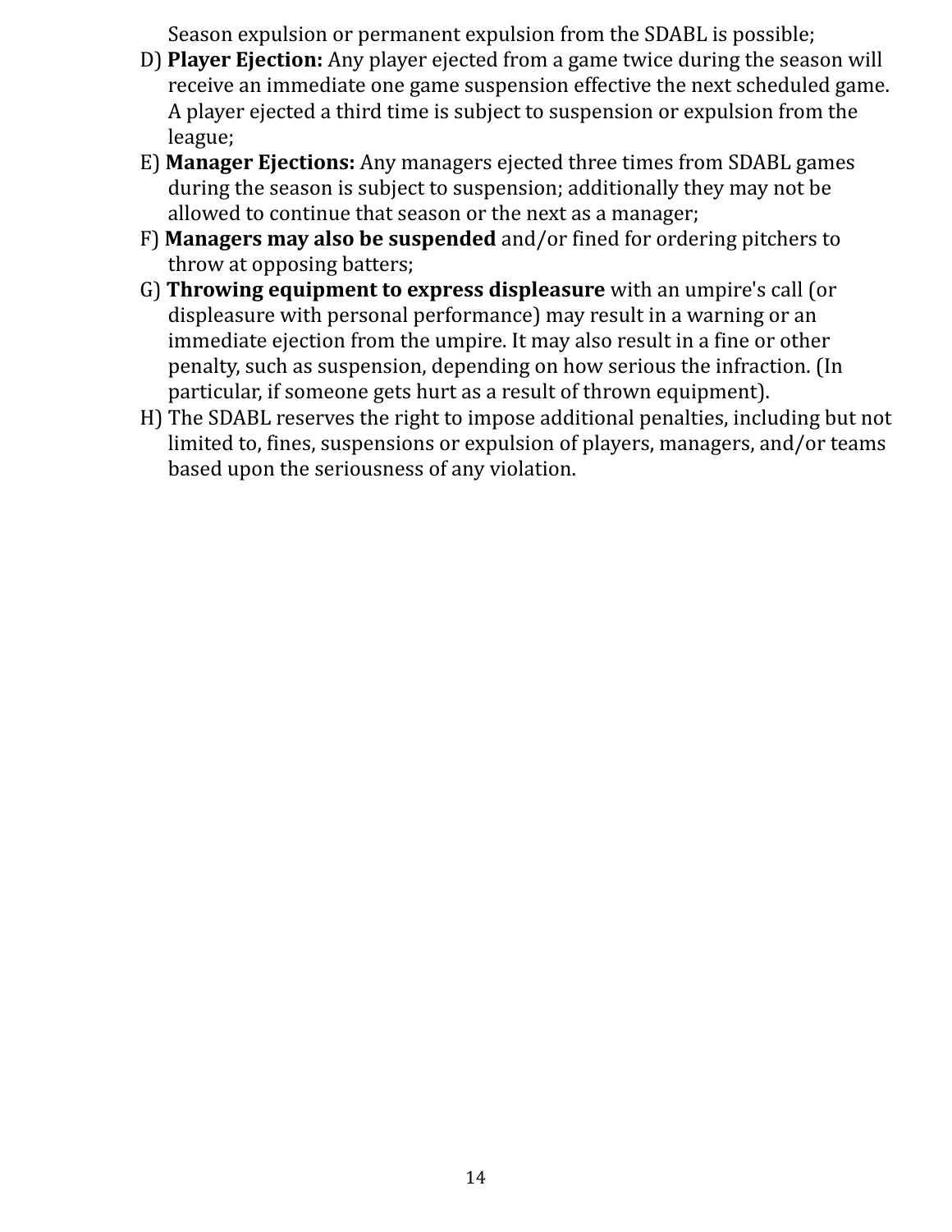Season expulsion or permanent expulsion from the SDABL is possible;

D) **Player Ejection:** Any player ejected from a game twice during the season will receive an immediate one game suspension effective the next scheduled game. A player ejected a third time is subject to suspension or expulsion from the league;

E) **Manager Ejections:** Any managers ejected three times from SDABL games during the season is subject to suspension; additionally they may not be allowed to continue that season or the next as a manager;

F) **Managers may also be suspended** and/or fined for ordering pitchers to throw at opposing batters;

G) **Throwing equipment to express displeasure** with an umpire's call (or displeasure with personal performance) may result in a warning or an immediate ejection from the umpire. It may also result in a fine or other penalty, such as suspension, depending on how serious the infraction. (In particular, if someone gets hurt as a result of thrown equipment).

H) The SDABL reserves the right to impose additional penalties, including but not limited to, fines, suspensions or expulsion of players, managers, and/or teams based upon the seriousness of any violation.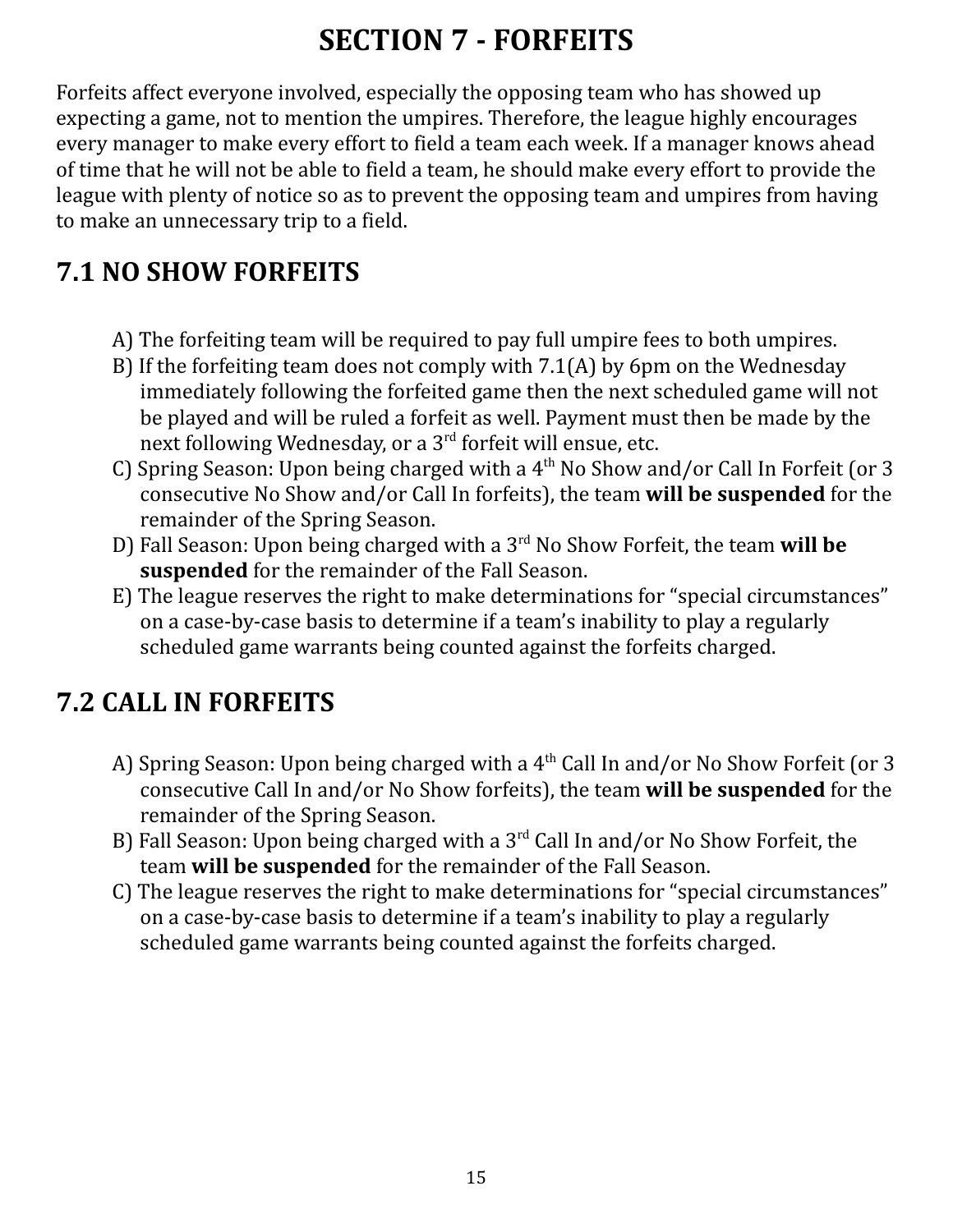# SECTION 7 - FORFEITS

Forfeits affect everyone involved, especially the opposing team who has showed up expecting a game, not to mention the umpires. Therefore, the league highly encourages every manager to make every effort to field a team each week. If a manager knows ahead of time that he will not be able to field a team, he should make every effort to provide the league with plenty of notice so as to prevent the opposing team and umpires from having to make an unnecessary trip to a field.

## 7.1 NO SHOW FORFEITS

A) The forfeiting team will be required to pay full umpire fees to both umpires.

B) If the forfeiting team does not comply with 7.1(A) by 6pm on the Wednesday immediately following the forfeited game then the next scheduled game will not be played and will be ruled a forfeit as well. Payment must then be made by the next following Wednesday, or a 3rd forfeit will ensue, etc.

C) Spring Season: Upon being charged with a 4th No Show and/or Call In Forfeit (or 3 consecutive No Show and/or Call In forfeits), the team **will be suspended** for the remainder of the Spring Season.

D) Fall Season: Upon being charged with a 3rd No Show Forfeit, the team **will be suspended** for the remainder of the Fall Season.

E) The league reserves the right to make determinations for "special circumstances" on a case-by-case basis to determine if a team's inability to play a regularly scheduled game warrants being counted against the forfeits charged.

## 7.2 CALL IN FORFEITS

A) Spring Season: Upon being charged with a 4th Call In and/or No Show Forfeit (or 3 consecutive Call In and/or No Show forfeits), the team **will be suspended** for the remainder of the Spring Season.

B) Fall Season: Upon being charged with a 3rd Call In and/or No Show Forfeit, the team **will be suspended** for the remainder of the Fall Season.

C) The league reserves the right to make determinations for "special circumstances" on a case-by-case basis to determine if a team's inability to play a regularly scheduled game warrants being counted against the forfeits charged.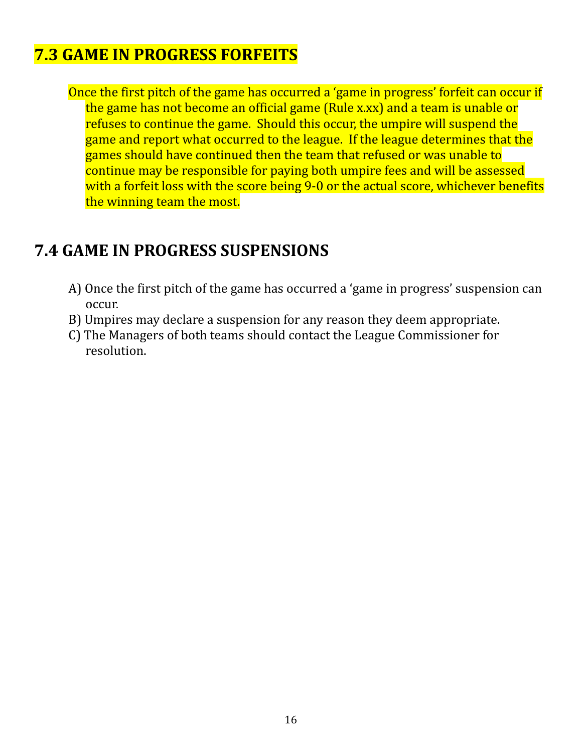## 7.3 GAME IN PROGRESS FORFEITS

Once the first pitch of the game has occurred a 'game in progress' forfeit can occur if the game has not become an official game (Rule x.xx) and a team is unable or refuses to continue the game. Should this occur, the umpire will suspend the game and report what occurred to the league. If the league determines that the games should have continued then the team that refused or was unable to continue may be responsible for paying both umpire fees and will be assessed with a forfeit loss with the score being 9-0 or the actual score, whichever benefits the winning team the most.

## 7.4 GAME IN PROGRESS SUSPENSIONS

A) Once the first pitch of the game has occurred a 'game in progress' suspension can occur.
B) Umpires may declare a suspension for any reason they deem appropriate.
C) The Managers of both teams should contact the League Commissioner for resolution.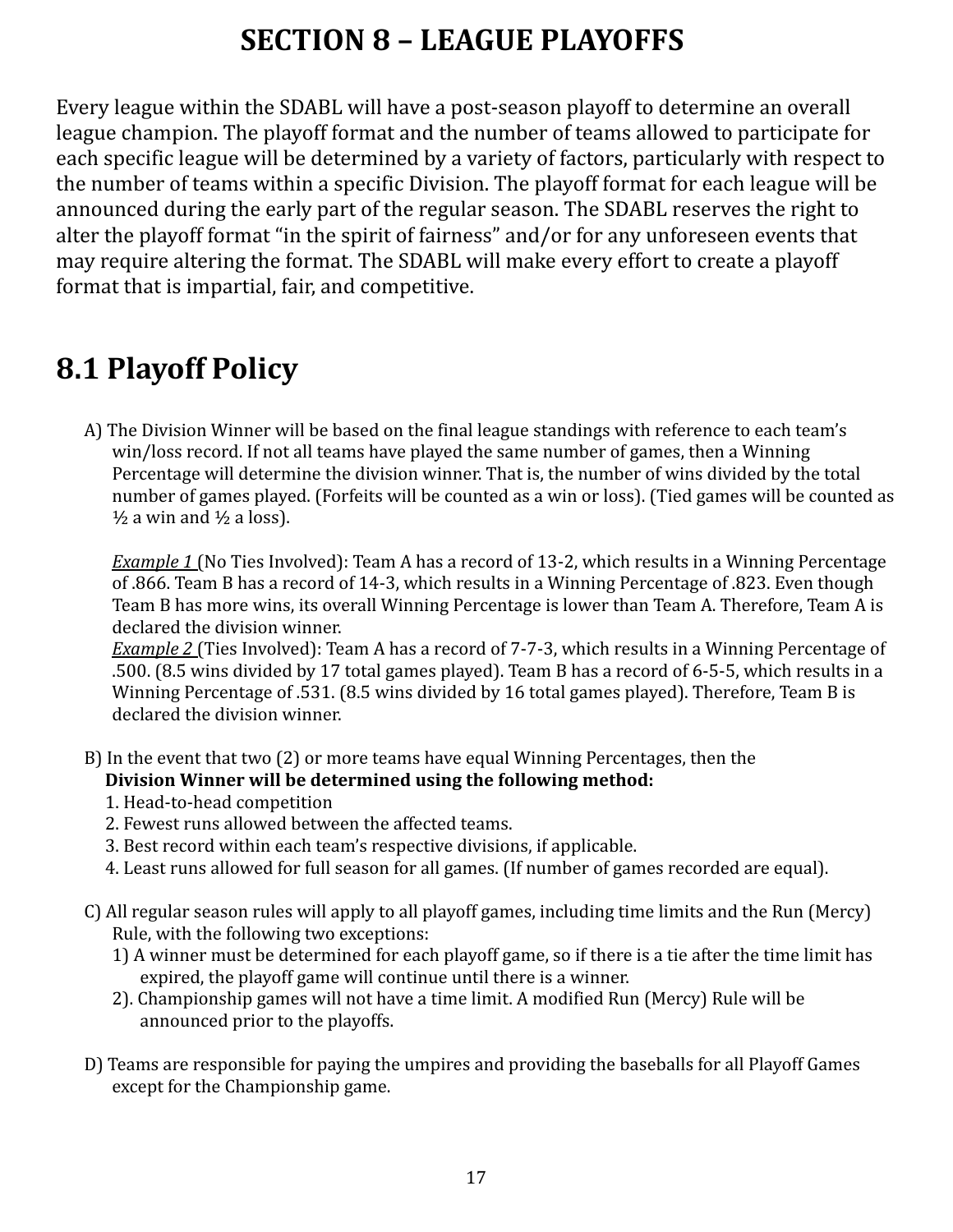# SECTION 8 – LEAGUE PLAYOFFS

Every league within the SDABL will have a post-season playoff to determine an overall league champion. The playoff format and the number of teams allowed to participate for each specific league will be determined by a variety of factors, particularly with respect to the number of teams within a specific Division. The playoff format for each league will be announced during the early part of the regular season. The SDABL reserves the right to alter the playoff format "in the spirit of fairness" and/or for any unforeseen events that may require altering the format. The SDABL will make every effort to create a playoff format that is impartial, fair, and competitive.

## 8.1 Playoff Policy

A) The Division Winner will be based on the final league standings with reference to each team's win/loss record. If not all teams have played the same number of games, then a Winning Percentage will determine the division winner. That is, the number of wins divided by the total number of games played. (Forfeits will be counted as a win or loss). (Tied games will be counted as ½ a win and ½ a loss).

*Example 1* (No Ties Involved): Team A has a record of 13-2, which results in a Winning Percentage of .866. Team B has a record of 14-3, which results in a Winning Percentage of .823. Even though Team B has more wins, its overall Winning Percentage is lower than Team A. Therefore, Team A is declared the division winner.
*Example 2* (Ties Involved): Team A has a record of 7-7-3, which results in a Winning Percentage of .500. (8.5 wins divided by 17 total games played). Team B has a record of 6-5-5, which results in a Winning Percentage of .531. (8.5 wins divided by 16 total games played). Therefore, Team B is declared the division winner.

B) In the event that two (2) or more teams have equal Winning Percentages, then the **Division Winner will be determined using the following method:**
1. Head-to-head competition
2. Fewest runs allowed between the affected teams.
3. Best record within each team's respective divisions, if applicable.
4. Least runs allowed for full season for all games. (If number of games recorded are equal).

C) All regular season rules will apply to all playoff games, including time limits and the Run (Mercy) Rule, with the following two exceptions:
1) A winner must be determined for each playoff game, so if there is a tie after the time limit has expired, the playoff game will continue until there is a winner.
2). Championship games will not have a time limit. A modified Run (Mercy) Rule will be announced prior to the playoffs.

D) Teams are responsible for paying the umpires and providing the baseballs for all Playoff Games except for the Championship game.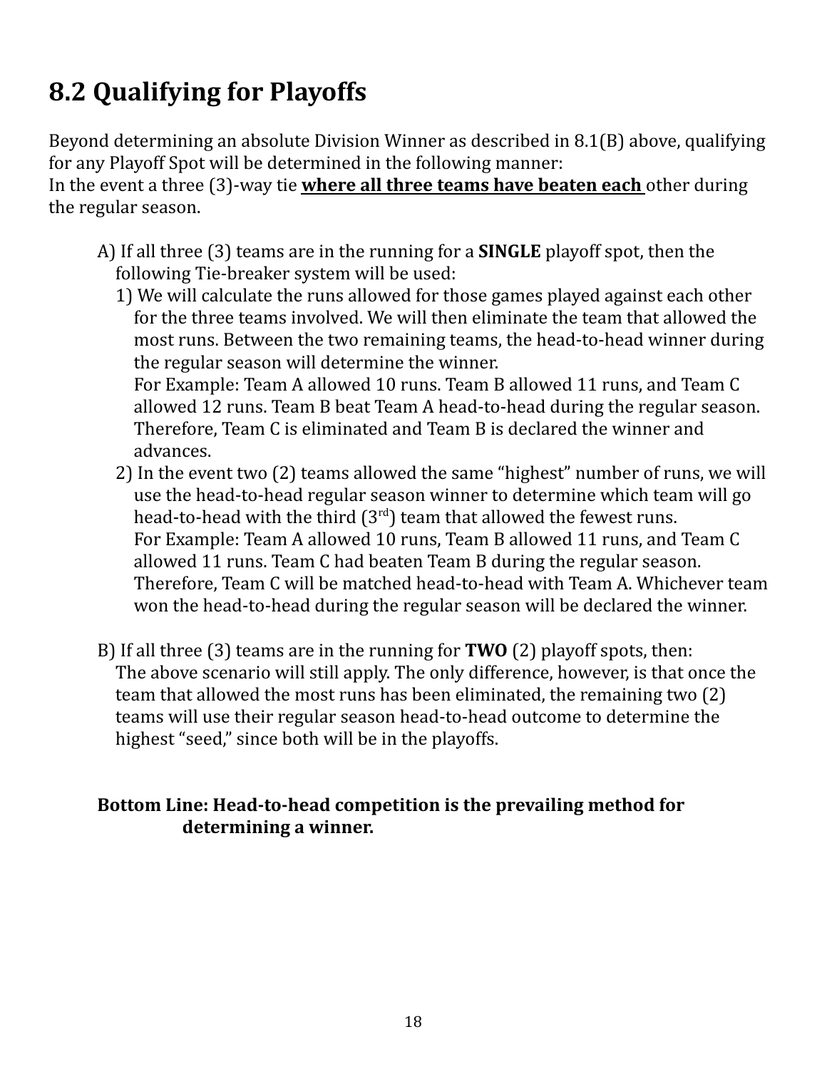## 8.2 Qualifying for Playoffs

Beyond determining an absolute Division Winner as described in 8.1(B) above, qualifying for any Playoff Spot will be determined in the following manner:
In the event a three (3)-way tie **where all three teams have beaten each** other during the regular season.

A) If all three (3) teams are in the running for a **SINGLE** playoff spot, then the following Tie-breaker system will be used:

1) We will calculate the runs allowed for those games played against each other for the three teams involved. We will then eliminate the team that allowed the most runs. Between the two remaining teams, the head-to-head winner during the regular season will determine the winner.
For Example: Team A allowed 10 runs. Team B allowed 11 runs, and Team C allowed 12 runs. Team B beat Team A head-to-head during the regular season. Therefore, Team C is eliminated and Team B is declared the winner and advances.

2) In the event two (2) teams allowed the same "highest" number of runs, we will use the head-to-head regular season winner to determine which team will go head-to-head with the third (3rd) team that allowed the fewest runs.
For Example: Team A allowed 10 runs, Team B allowed 11 runs, and Team C allowed 11 runs. Team C had beaten Team B during the regular season. Therefore, Team C will be matched head-to-head with Team A. Whichever team won the head-to-head during the regular season will be declared the winner.

B) If all three (3) teams are in the running for **TWO** (2) playoff spots, then:
The above scenario will still apply. The only difference, however, is that once the team that allowed the most runs has been eliminated, the remaining two (2) teams will use their regular season head-to-head outcome to determine the highest "seed," since both will be in the playoffs.

**Bottom Line: Head-to-head competition is the prevailing method for determining a winner.**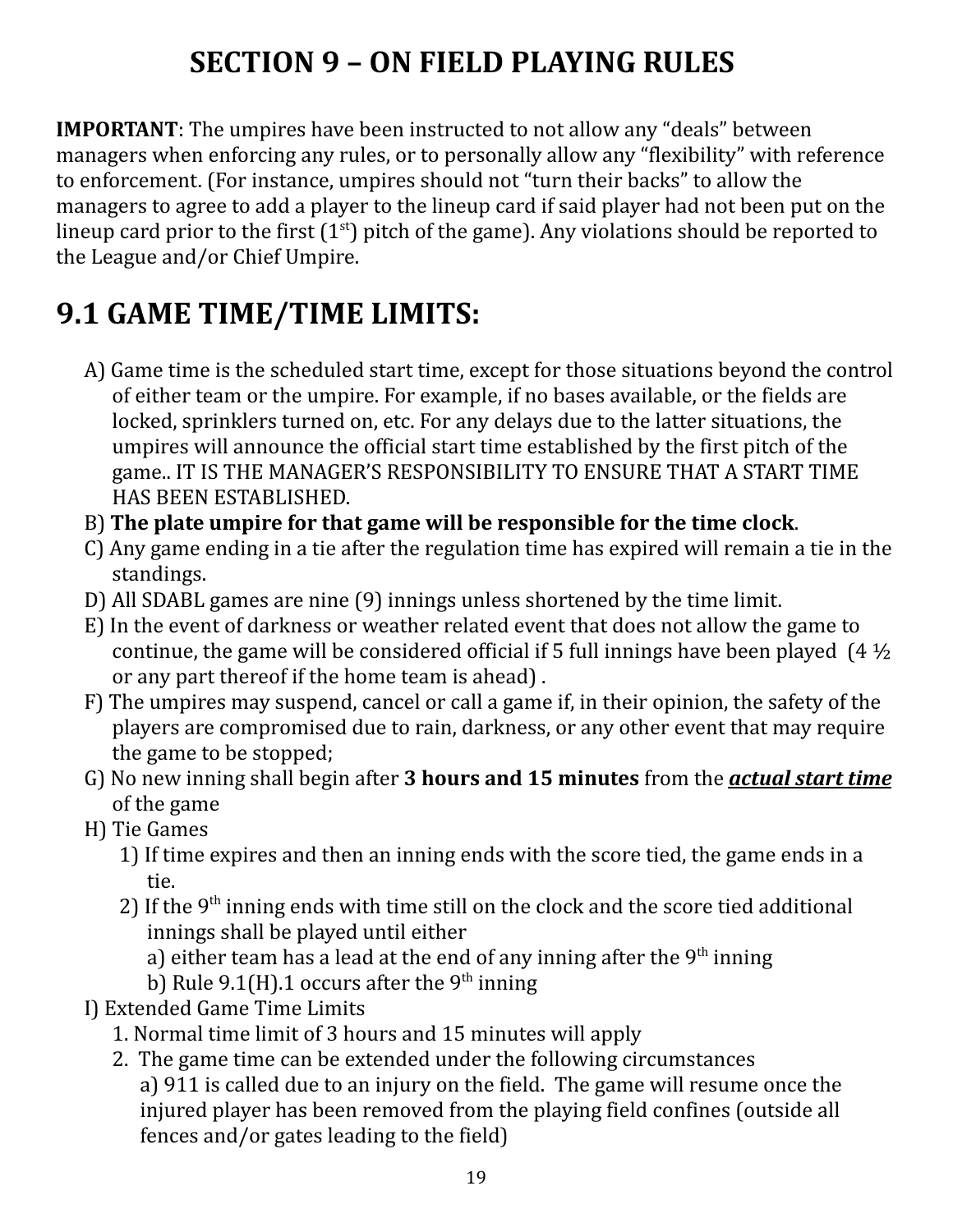# SECTION 9 – ON FIELD PLAYING RULES

**IMPORTANT**: The umpires have been instructed to not allow any "deals" between managers when enforcing any rules, or to personally allow any "flexibility" with reference to enforcement. (For instance, umpires should not "turn their backs" to allow the managers to agree to add a player to the lineup card if said player had not been put on the lineup card prior to the first (1st) pitch of the game). Any violations should be reported to the League and/or Chief Umpire.

## 9.1 GAME TIME/TIME LIMITS:

A) Game time is the scheduled start time, except for those situations beyond the control of either team or the umpire. For example, if no bases available, or the fields are locked, sprinklers turned on, etc. For any delays due to the latter situations, the umpires will announce the official start time established by the first pitch of the game.. IT IS THE MANAGER'S RESPONSIBILITY TO ENSURE THAT A START TIME HAS BEEN ESTABLISHED.

B) **The plate umpire for that game will be responsible for the time clock**.

C) Any game ending in a tie after the regulation time has expired will remain a tie in the standings.

D) All SDABL games are nine (9) innings unless shortened by the time limit.

E) In the event of darkness or weather related event that does not allow the game to continue, the game will be considered official if 5 full innings have been played (4 ½ or any part thereof if the home team is ahead) .

F) The umpires may suspend, cancel or call a game if, in their opinion, the safety of the players are compromised due to rain, darkness, or any other event that may require the game to be stopped;

G) No new inning shall begin after **3 hours and 15 minutes** from the ***actual start time*** of the game

H) Tie Games

1) If time expires and then an inning ends with the score tied, the game ends in a tie.

2) If the 9th inning ends with time still on the clock and the score tied additional innings shall be played until either

a) either team has a lead at the end of any inning after the 9th inning

b) Rule 9.1(H).1 occurs after the 9th inning

I) Extended Game Time Limits

1. Normal time limit of 3 hours and 15 minutes will apply

2. The game time can be extended under the following circumstances

a) 911 is called due to an injury on the field. The game will resume once the injured player has been removed from the playing field confines (outside all fences and/or gates leading to the field)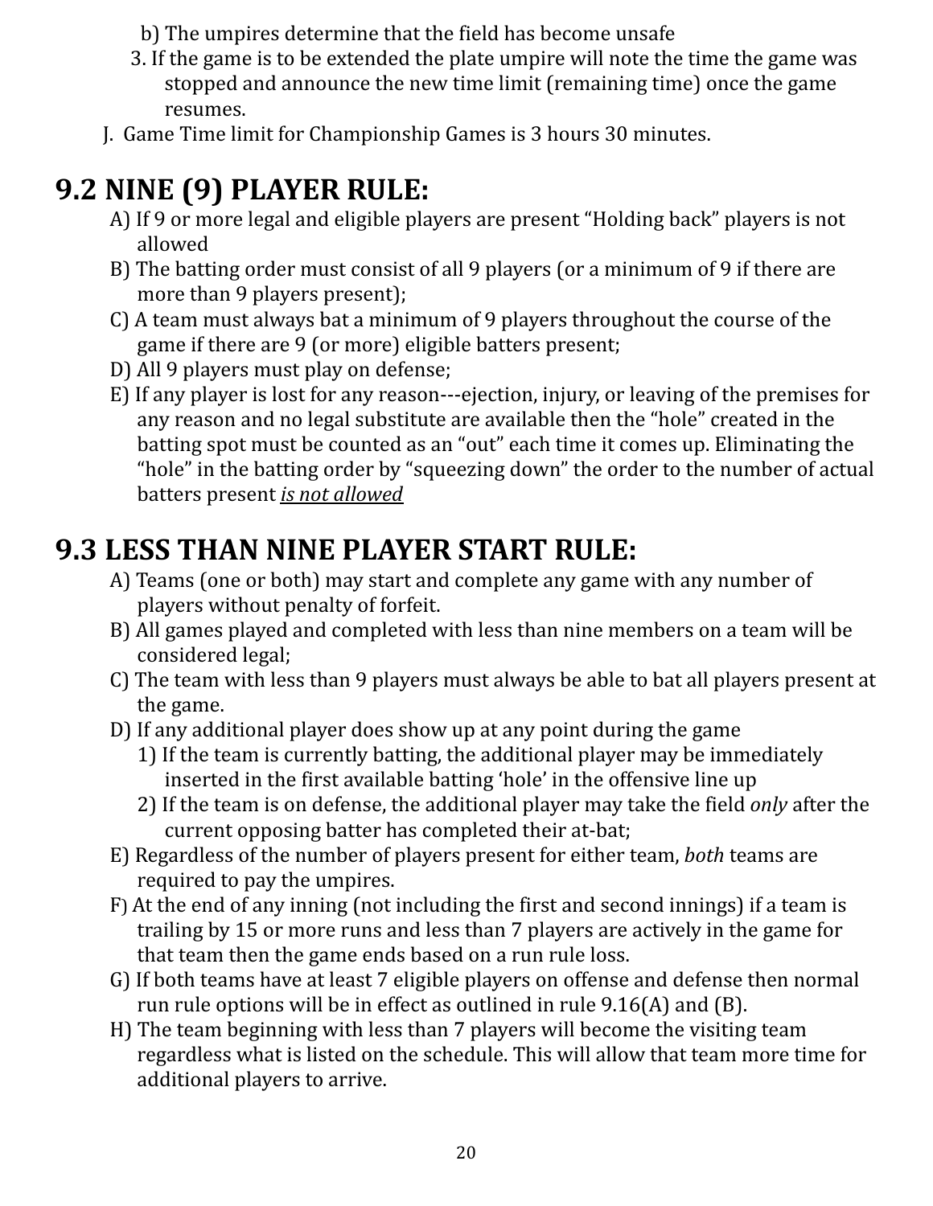b) The umpires determine that the field has become unsafe

3. If the game is to be extended the plate umpire will note the time the game was stopped and announce the new time limit (remaining time) once the game resumes.

J. Game Time limit for Championship Games is 3 hours 30 minutes.

## 9.2 NINE (9) PLAYER RULE:

A) If 9 or more legal and eligible players are present "Holding back" players is not allowed

B) The batting order must consist of all 9 players (or a minimum of 9 if there are more than 9 players present);

C) A team must always bat a minimum of 9 players throughout the course of the game if there are 9 (or more) eligible batters present;

D) All 9 players must play on defense;

E) If any player is lost for any reason---ejection, injury, or leaving of the premises for any reason and no legal substitute are available then the "hole" created in the batting spot must be counted as an "out" each time it comes up. Eliminating the "hole" in the batting order by "squeezing down" the order to the number of actual batters present ***is not allowed***

## 9.3 LESS THAN NINE PLAYER START RULE:

A) Teams (one or both) may start and complete any game with any number of players without penalty of forfeit.

B) All games played and completed with less than nine members on a team will be considered legal;

C) The team with less than 9 players must always be able to bat all players present at the game.

D) If any additional player does show up at any point during the game

1) If the team is currently batting, the additional player may be immediately inserted in the first available batting 'hole' in the offensive line up

2) If the team is on defense, the additional player may take the field *only* after the current opposing batter has completed their at-bat;

E) Regardless of the number of players present for either team, *both* teams are required to pay the umpires.

F) At the end of any inning (not including the first and second innings) if a team is trailing by 15 or more runs and less than 7 players are actively in the game for that team then the game ends based on a run rule loss.

G) If both teams have at least 7 eligible players on offense and defense then normal run rule options will be in effect as outlined in rule 9.16(A) and (B).

H) The team beginning with less than 7 players will become the visiting team regardless what is listed on the schedule. This will allow that team more time for additional players to arrive.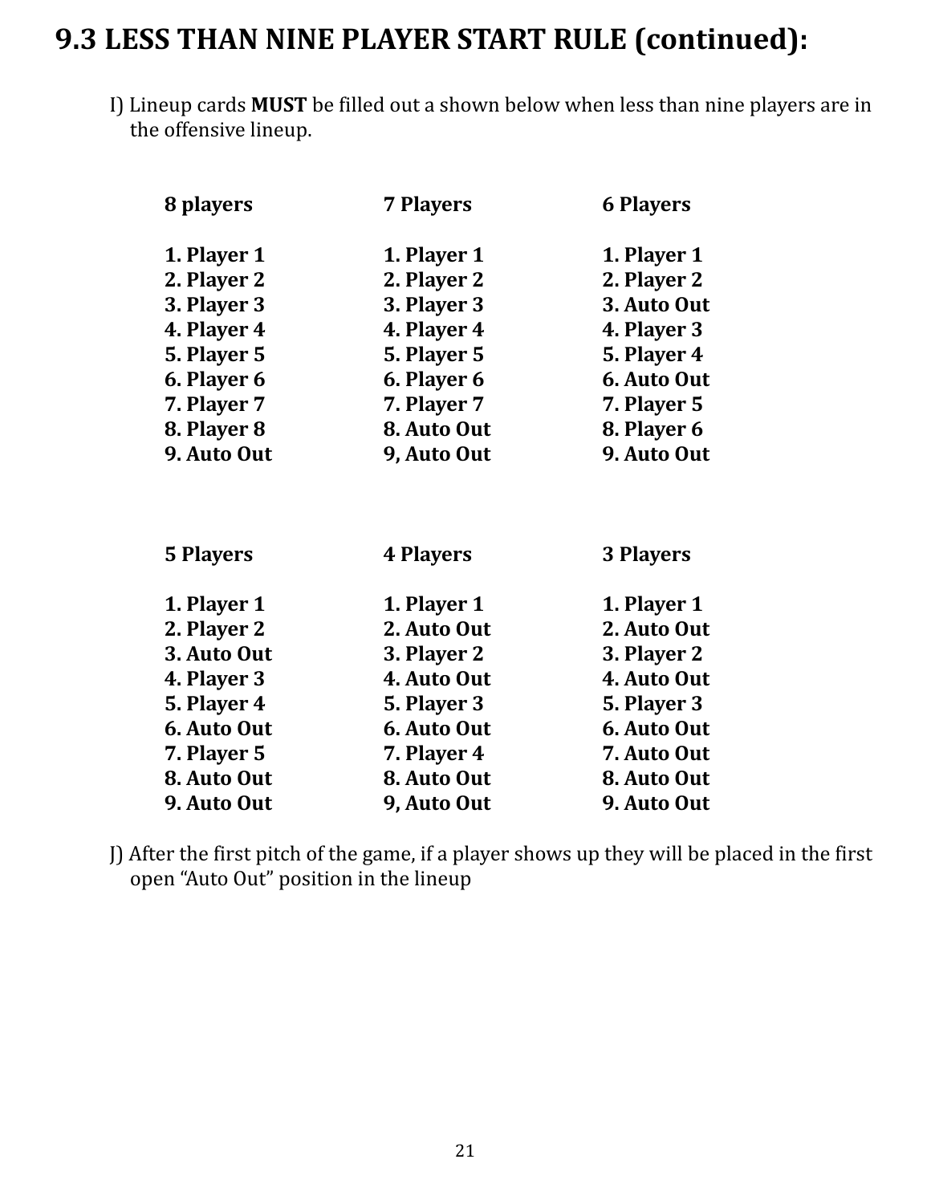## 9.3 LESS THAN NINE PLAYER START RULE (continued):

I) Lineup cards **MUST** be filled out a shown below when less than nine players are in the offensive lineup.

| 8 players | 7 Players | 6 Players |
|---|---|---|
| 1. Player 1 | 1. Player 1 | 1. Player 1 |
| 2. Player 2 | 2. Player 2 | 2. Player 2 |
| 3. Player 3 | 3. Player 3 | 3. Auto Out |
| 4. Player 4 | 4. Player 4 | 4. Player 3 |
| 5. Player 5 | 5. Player 5 | 5. Player 4 |
| 6. Player 6 | 6. Player 6 | 6. Auto Out |
| 7. Player 7 | 7. Player 7 | 7. Player 5 |
| 8. Player 8 | 8. Auto Out | 8. Player 6 |
| 9. Auto Out | 9, Auto Out | 9. Auto Out |

| 5 Players | 4 Players | 3 Players |
|---|---|---|
| 1. Player 1 | 1. Player 1 | 1. Player 1 |
| 2. Player 2 | 2. Auto Out | 2. Auto Out |
| 3. Auto Out | 3. Player 2 | 3. Player 2 |
| 4. Player 3 | 4. Auto Out | 4. Auto Out |
| 5. Player 4 | 5. Player 3 | 5. Player 3 |
| 6. Auto Out | 6. Auto Out | 6. Auto Out |
| 7. Player 5 | 7. Player 4 | 7. Auto Out |
| 8. Auto Out | 8. Auto Out | 8. Auto Out |
| 9. Auto Out | 9, Auto Out | 9. Auto Out |

J) After the first pitch of the game, if a player shows up they will be placed in the first open "Auto Out" position in the lineup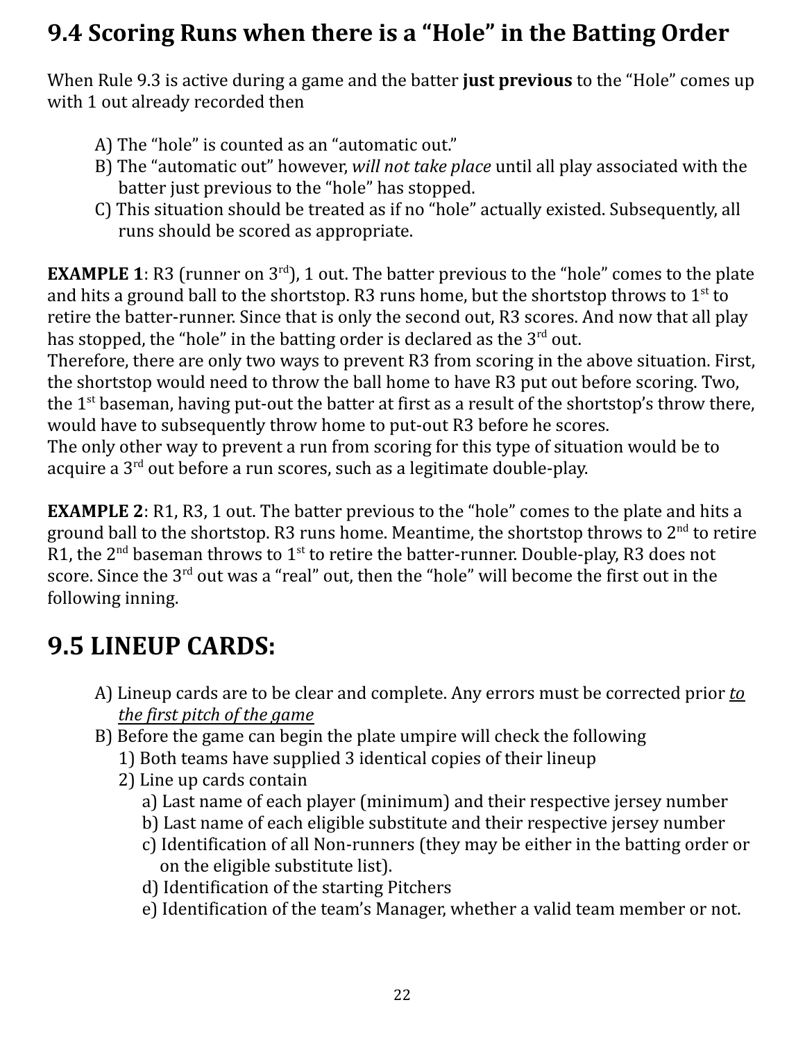## 9.4 Scoring Runs when there is a "Hole" in the Batting Order

When Rule 9.3 is active during a game and the batter **just previous** to the "Hole" comes up with 1 out already recorded then

A) The "hole" is counted as an "automatic out."
B) The "automatic out" however, *will not take place* until all play associated with the batter just previous to the "hole" has stopped.
C) This situation should be treated as if no "hole" actually existed. Subsequently, all runs should be scored as appropriate.

**EXAMPLE 1**: R3 (runner on 3rd), 1 out. The batter previous to the "hole" comes to the plate and hits a ground ball to the shortstop. R3 runs home, but the shortstop throws to 1st to retire the batter-runner. Since that is only the second out, R3 scores. And now that all play has stopped, the "hole" in the batting order is declared as the 3rd out.
Therefore, there are only two ways to prevent R3 from scoring in the above situation. First, the shortstop would need to throw the ball home to have R3 put out before scoring. Two, the 1st baseman, having put-out the batter at first as a result of the shortstop's throw there, would have to subsequently throw home to put-out R3 before he scores.
The only other way to prevent a run from scoring for this type of situation would be to acquire a 3rd out before a run scores, such as a legitimate double-play.

**EXAMPLE 2**: R1, R3, 1 out. The batter previous to the "hole" comes to the plate and hits a ground ball to the shortstop. R3 runs home. Meantime, the shortstop throws to 2nd to retire R1, the 2nd baseman throws to 1st to retire the batter-runner. Double-play, R3 does not score. Since the 3rd out was a "real" out, then the "hole" will become the first out in the following inning.

## 9.5 LINEUP CARDS:

A) Lineup cards are to be clear and complete. Any errors must be corrected prior *to the first pitch of the game*
B) Before the game can begin the plate umpire will check the following
  1) Both teams have supplied 3 identical copies of their lineup
  2) Line up cards contain
    a) Last name of each player (minimum) and their respective jersey number
    b) Last name of each eligible substitute and their respective jersey number
    c) Identification of all Non-runners (they may be either in the batting order or on the eligible substitute list).
    d) Identification of the starting Pitchers
    e) Identification of the team's Manager, whether a valid team member or not.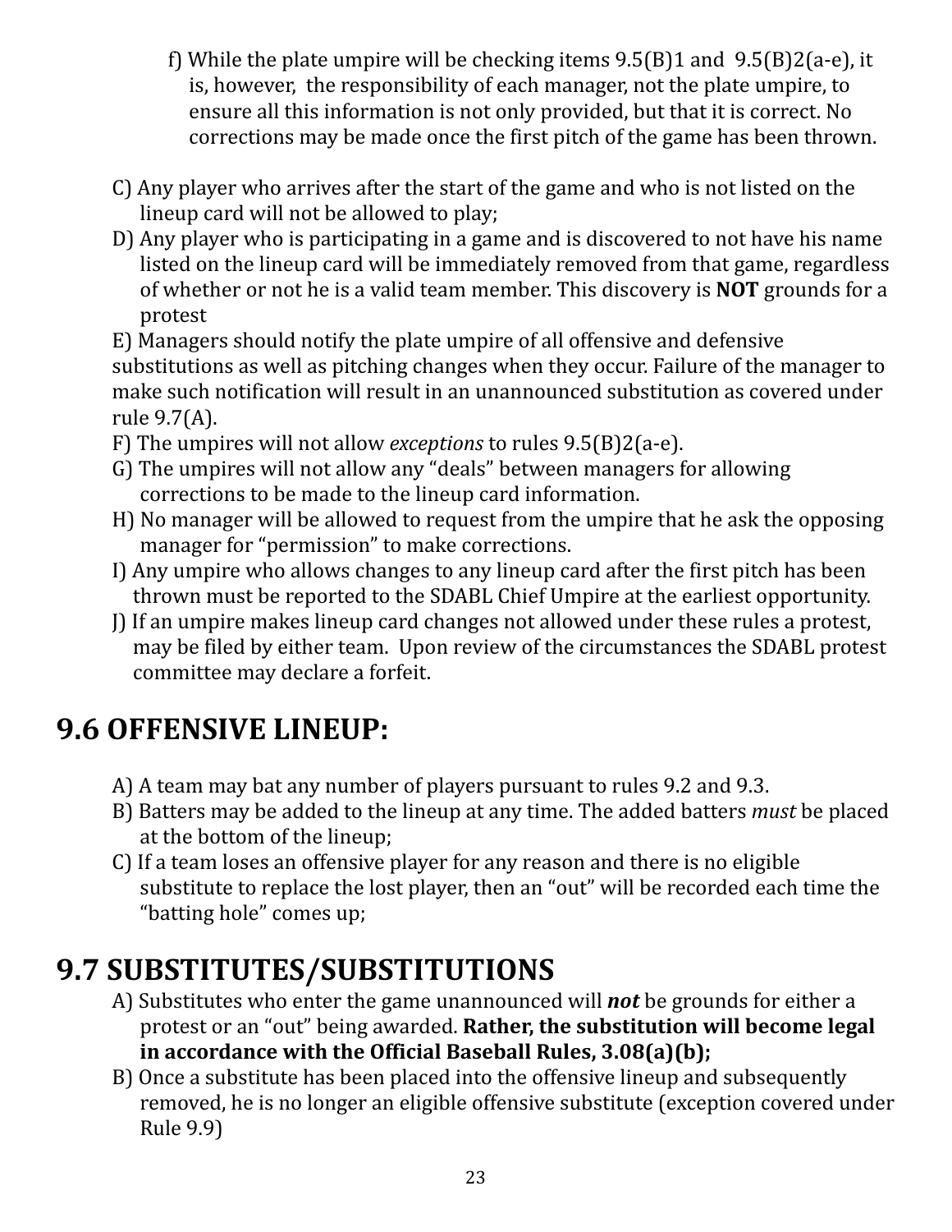f) While the plate umpire will be checking items 9.5(B)1 and 9.5(B)2(a-e), it is, however, the responsibility of each manager, not the plate umpire, to ensure all this information is not only provided, but that it is correct. No corrections may be made once the first pitch of the game has been thrown.

C) Any player who arrives after the start of the game and who is not listed on the lineup card will not be allowed to play;

D) Any player who is participating in a game and is discovered to not have his name listed on the lineup card will be immediately removed from that game, regardless of whether or not he is a valid team member. This discovery is **NOT** grounds for a protest

E) Managers should notify the plate umpire of all offensive and defensive substitutions as well as pitching changes when they occur. Failure of the manager to make such notification will result in an unannounced substitution as covered under rule 9.7(A).

F) The umpires will not allow *exceptions* to rules 9.5(B)2(a-e).

G) The umpires will not allow any "deals" between managers for allowing corrections to be made to the lineup card information.

H) No manager will be allowed to request from the umpire that he ask the opposing manager for "permission" to make corrections.

I) Any umpire who allows changes to any lineup card after the first pitch has been thrown must be reported to the SDABL Chief Umpire at the earliest opportunity.

J) If an umpire makes lineup card changes not allowed under these rules a protest, may be filed by either team. Upon review of the circumstances the SDABL protest committee may declare a forfeit.

## 9.6 OFFENSIVE LINEUP:

A) A team may bat any number of players pursuant to rules 9.2 and 9.3.

B) Batters may be added to the lineup at any time. The added batters *must* be placed at the bottom of the lineup;

C) If a team loses an offensive player for any reason and there is no eligible substitute to replace the lost player, then an "out" will be recorded each time the "batting hole" comes up;

## 9.7 SUBSTITUTES/SUBSTITUTIONS

A) Substitutes who enter the game unannounced will ***not*** be grounds for either a protest or an "out" being awarded. **Rather, the substitution will become legal in accordance with the Official Baseball Rules, 3.08(a)(b);**

B) Once a substitute has been placed into the offensive lineup and subsequently removed, he is no longer an eligible offensive substitute (exception covered under Rule 9.9)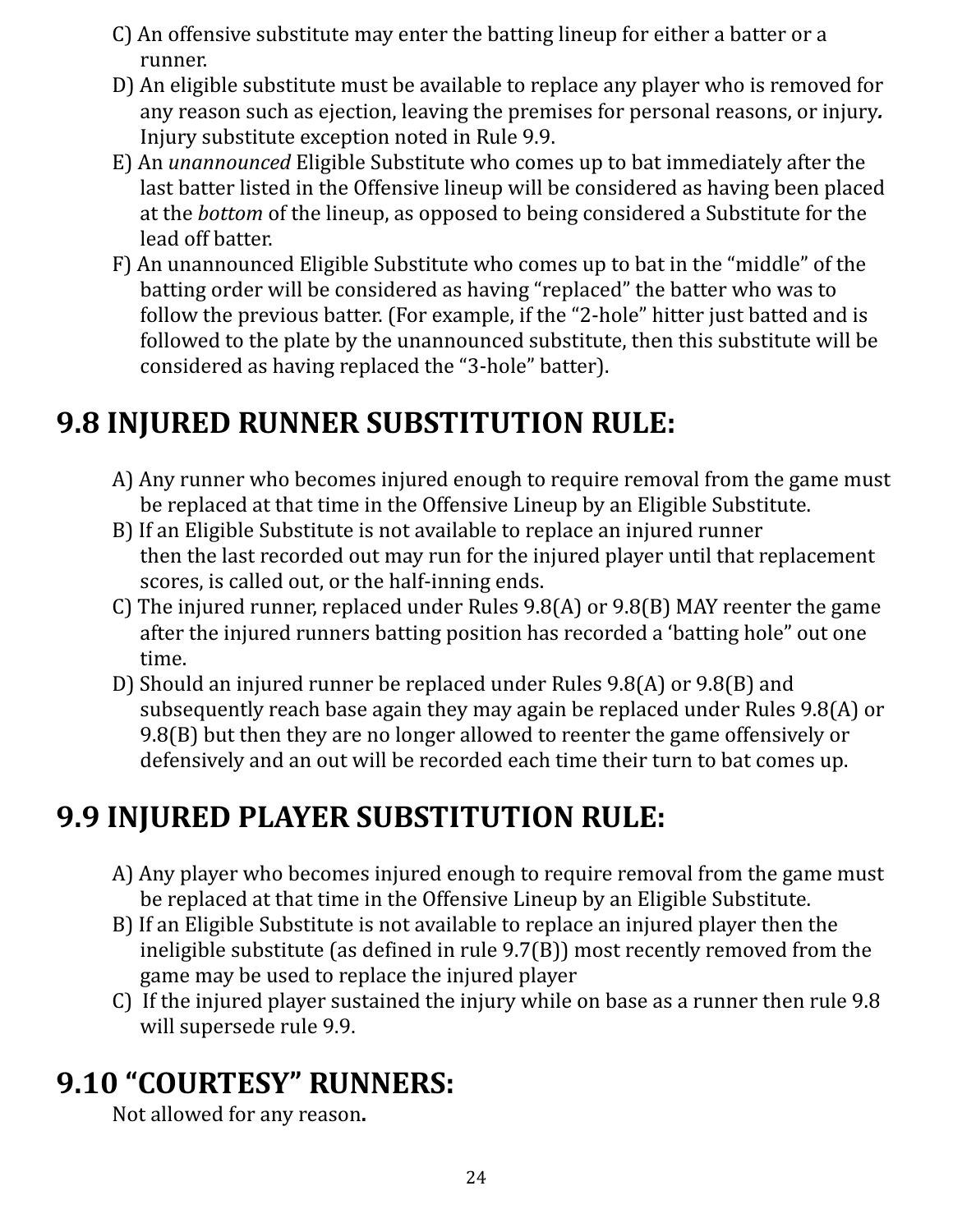C) An offensive substitute may enter the batting lineup for either a batter or a runner.

D) An eligible substitute must be available to replace any player who is removed for any reason such as ejection, leaving the premises for personal reasons, or injury***.*** Injury substitute exception noted in Rule 9.9.

E) An *unannounced* Eligible Substitute who comes up to bat immediately after the last batter listed in the Offensive lineup will be considered as having been placed at the *bottom* of the lineup, as opposed to being considered a Substitute for the lead off batter.

F) An unannounced Eligible Substitute who comes up to bat in the "middle" of the batting order will be considered as having "replaced" the batter who was to follow the previous batter. (For example, if the "2-hole" hitter just batted and is followed to the plate by the unannounced substitute, then this substitute will be considered as having replaced the "3-hole" batter).

## 9.8 INJURED RUNNER SUBSTITUTION RULE:

A) Any runner who becomes injured enough to require removal from the game must be replaced at that time in the Offensive Lineup by an Eligible Substitute.

B) If an Eligible Substitute is not available to replace an injured runner then the last recorded out may run for the injured player until that replacement scores, is called out, or the half-inning ends.

C) The injured runner, replaced under Rules 9.8(A) or 9.8(B) MAY reenter the game after the injured runners batting position has recorded a 'batting hole" out one time.

D) Should an injured runner be replaced under Rules 9.8(A) or 9.8(B) and subsequently reach base again they may again be replaced under Rules 9.8(A) or 9.8(B) but then they are no longer allowed to reenter the game offensively or defensively and an out will be recorded each time their turn to bat comes up.

## 9.9 INJURED PLAYER SUBSTITUTION RULE:

A) Any player who becomes injured enough to require removal from the game must be replaced at that time in the Offensive Lineup by an Eligible Substitute.

B) If an Eligible Substitute is not available to replace an injured player then the ineligible substitute (as defined in rule 9.7(B)) most recently removed from the game may be used to replace the injured player

C) If the injured player sustained the injury while on base as a runner then rule 9.8 will supersede rule 9.9.

## 9.10 "COURTESY" RUNNERS:

Not allowed for any reason**.**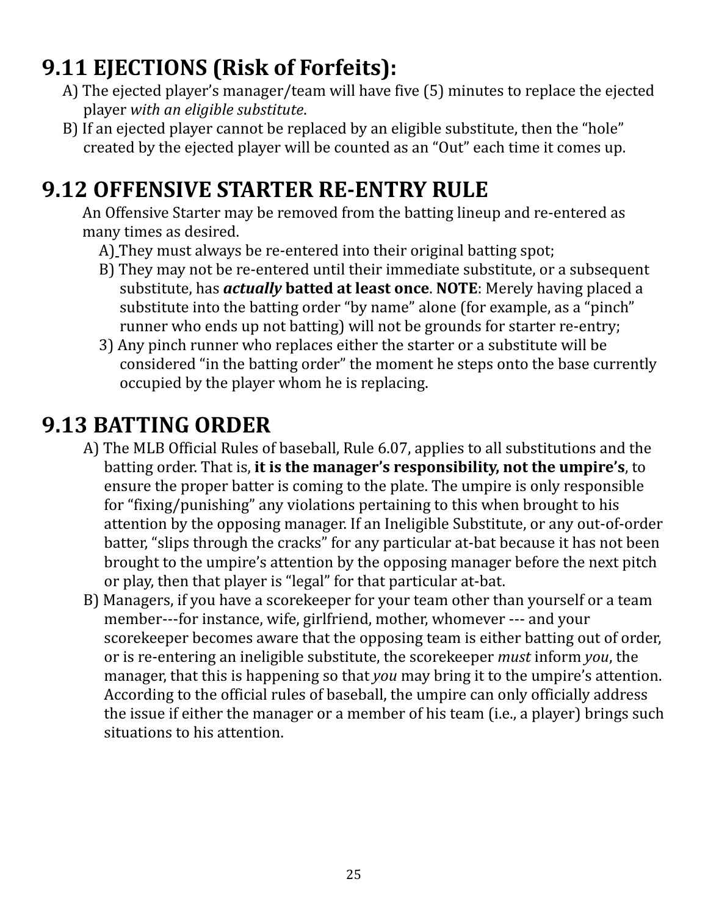## 9.11 EJECTIONS (Risk of Forfeits):

A) The ejected player's manager/team will have five (5) minutes to replace the ejected player *with an eligible substitute*.

B) If an ejected player cannot be replaced by an eligible substitute, then the "hole" created by the ejected player will be counted as an "Out" each time it comes up.

## 9.12 OFFENSIVE STARTER RE-ENTRY RULE

An Offensive Starter may be removed from the batting lineup and re-entered as many times as desired.

A) They must always be re-entered into their original batting spot;

B) They may not be re-entered until their immediate substitute, or a subsequent substitute, has ***actually* batted at least once**. **NOTE**: Merely having placed a substitute into the batting order "by name" alone (for example, as a "pinch" runner who ends up not batting) will not be grounds for starter re-entry;

3) Any pinch runner who replaces either the starter or a substitute will be considered "in the batting order" the moment he steps onto the base currently occupied by the player whom he is replacing.

## 9.13 BATTING ORDER

A) The MLB Official Rules of baseball, Rule 6.07, applies to all substitutions and the batting order. That is, **it is the manager's responsibility, not the umpire's**, to ensure the proper batter is coming to the plate. The umpire is only responsible for "fixing/punishing" any violations pertaining to this when brought to his attention by the opposing manager. If an Ineligible Substitute, or any out-of-order batter, "slips through the cracks" for any particular at-bat because it has not been brought to the umpire's attention by the opposing manager before the next pitch or play, then that player is "legal" for that particular at-bat.

B) Managers, if you have a scorekeeper for your team other than yourself or a team member---for instance, wife, girlfriend, mother, whomever --- and your scorekeeper becomes aware that the opposing team is either batting out of order, or is re-entering an ineligible substitute, the scorekeeper *must* inform *you*, the manager, that this is happening so that *you* may bring it to the umpire's attention. According to the official rules of baseball, the umpire can only officially address the issue if either the manager or a member of his team (i.e., a player) brings such situations to his attention.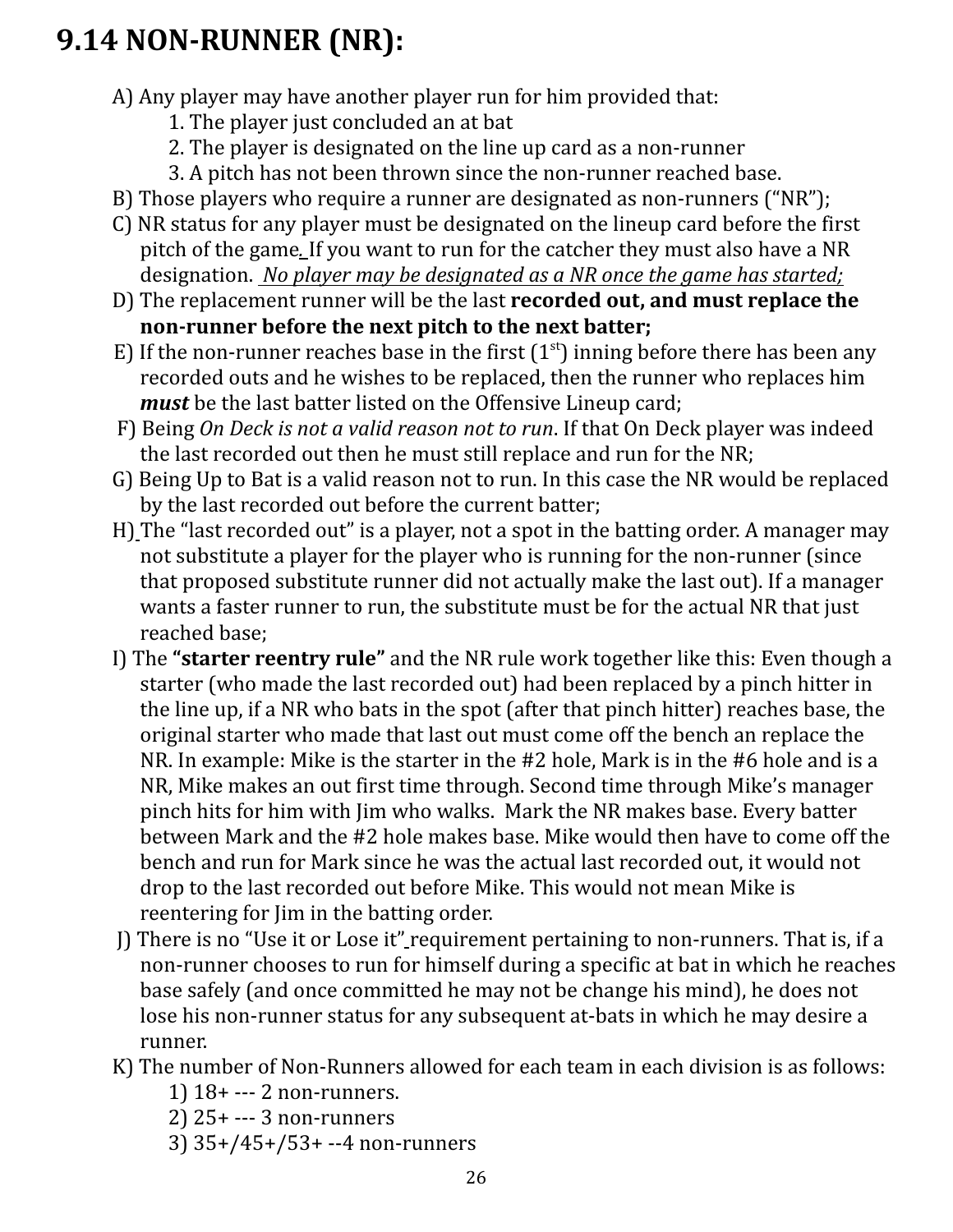# 9.14 NON-RUNNER (NR):

A) Any player may have another player run for him provided that:
  1. The player just concluded an at bat
  2. The player is designated on the line up card as a non-runner
  3. A pitch has not been thrown since the non-runner reached base.

B) Those players who require a runner are designated as non-runners ("NR");

C) NR status for any player must be designated on the lineup card before the first pitch of the game. If you want to run for the catcher they must also have a NR designation. _No player may be designated as a NR once the game has started;_

D) The replacement runner will be the last **recorded out, and must replace the non-runner before the next pitch to the next batter;**

E) If the non-runner reaches base in the first (1st) inning before there has been any recorded outs and he wishes to be replaced, then the runner who replaces him ***must*** be the last batter listed on the Offensive Lineup card;

F) Being *On Deck is not a valid reason not to run*. If that On Deck player was indeed the last recorded out then he must still replace and run for the NR;

G) Being Up to Bat is a valid reason not to run. In this case the NR would be replaced by the last recorded out before the current batter;

H) The "last recorded out" is a player, not a spot in the batting order. A manager may not substitute a player for the player who is running for the non-runner (since that proposed substitute runner did not actually make the last out). If a manager wants a faster runner to run, the substitute must be for the actual NR that just reached base;

I) The **"starter reentry rule"** and the NR rule work together like this: Even though a starter (who made the last recorded out) had been replaced by a pinch hitter in the line up, if a NR who bats in the spot (after that pinch hitter) reaches base, the original starter who made that last out must come off the bench an replace the NR. In example: Mike is the starter in the #2 hole, Mark is in the #6 hole and is a NR, Mike makes an out first time through. Second time through Mike's manager pinch hits for him with Jim who walks. Mark the NR makes base. Every batter between Mark and the #2 hole makes base. Mike would then have to come off the bench and run for Mark since he was the actual last recorded out, it would not drop to the last recorded out before Mike. This would not mean Mike is reentering for Jim in the batting order.

J) There is no "Use it or Lose it" requirement pertaining to non-runners. That is, if a non-runner chooses to run for himself during a specific at bat in which he reaches base safely (and once committed he may not be change his mind), he does not lose his non-runner status for any subsequent at-bats in which he may desire a runner.

K) The number of Non-Runners allowed for each team in each division is as follows:
  1) 18+ --- 2 non-runners.
  2) 25+ --- 3 non-runners
  3) 35+/45+/53+ --4 non-runners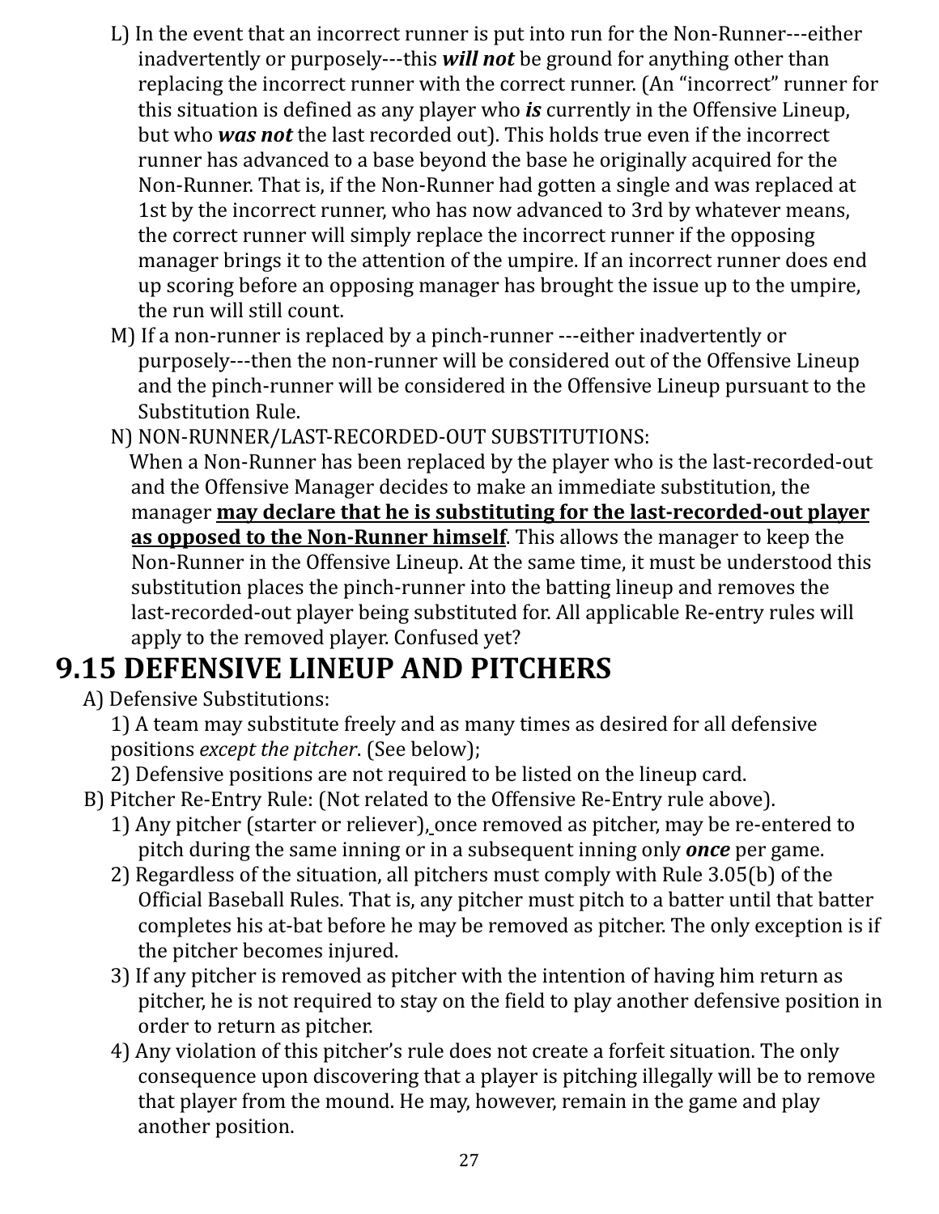L) In the event that an incorrect runner is put into run for the Non-Runner---either inadvertently or purposely---this ***will not*** be ground for anything other than replacing the incorrect runner with the correct runner. (An "incorrect" runner for this situation is defined as any player who ***is*** currently in the Offensive Lineup, but who ***was not*** the last recorded out). This holds true even if the incorrect runner has advanced to a base beyond the base he originally acquired for the Non-Runner. That is, if the Non-Runner had gotten a single and was replaced at 1st by the incorrect runner, who has now advanced to 3rd by whatever means, the correct runner will simply replace the incorrect runner if the opposing manager brings it to the attention of the umpire. If an incorrect runner does end up scoring before an opposing manager has brought the issue up to the umpire, the run will still count.

M) If a non-runner is replaced by a pinch-runner ---either inadvertently or purposely---then the non-runner will be considered out of the Offensive Lineup and the pinch-runner will be considered in the Offensive Lineup pursuant to the Substitution Rule.

N) NON-RUNNER/LAST-RECORDED-OUT SUBSTITUTIONS:

When a Non-Runner has been replaced by the player who is the last-recorded-out and the Offensive Manager decides to make an immediate substitution, the manager <u>**may declare that he is substituting for the last-recorded-out player as opposed to the Non-Runner himself**</u>. This allows the manager to keep the Non-Runner in the Offensive Lineup. At the same time, it must be understood this substitution places the pinch-runner into the batting lineup and removes the last-recorded-out player being substituted for. All applicable Re-entry rules will apply to the removed player. Confused yet?

# 9.15 DEFENSIVE LINEUP AND PITCHERS

A) Defensive Substitutions:

1) A team may substitute freely and as many times as desired for all defensive positions *except the pitcher*. (See below);

2) Defensive positions are not required to be listed on the lineup card.

B) Pitcher Re-Entry Rule: (Not related to the Offensive Re-Entry rule above).

1) Any pitcher (starter or reliever), once removed as pitcher, may be re-entered to pitch during the same inning or in a subsequent inning only ***once*** per game.

2) Regardless of the situation, all pitchers must comply with Rule 3.05(b) of the Official Baseball Rules. That is, any pitcher must pitch to a batter until that batter completes his at-bat before he may be removed as pitcher. The only exception is if the pitcher becomes injured.

3) If any pitcher is removed as pitcher with the intention of having him return as pitcher, he is not required to stay on the field to play another defensive position in order to return as pitcher.

4) Any violation of this pitcher's rule does not create a forfeit situation. The only consequence upon discovering that a player is pitching illegally will be to remove that player from the mound. He may, however, remain in the game and play another position.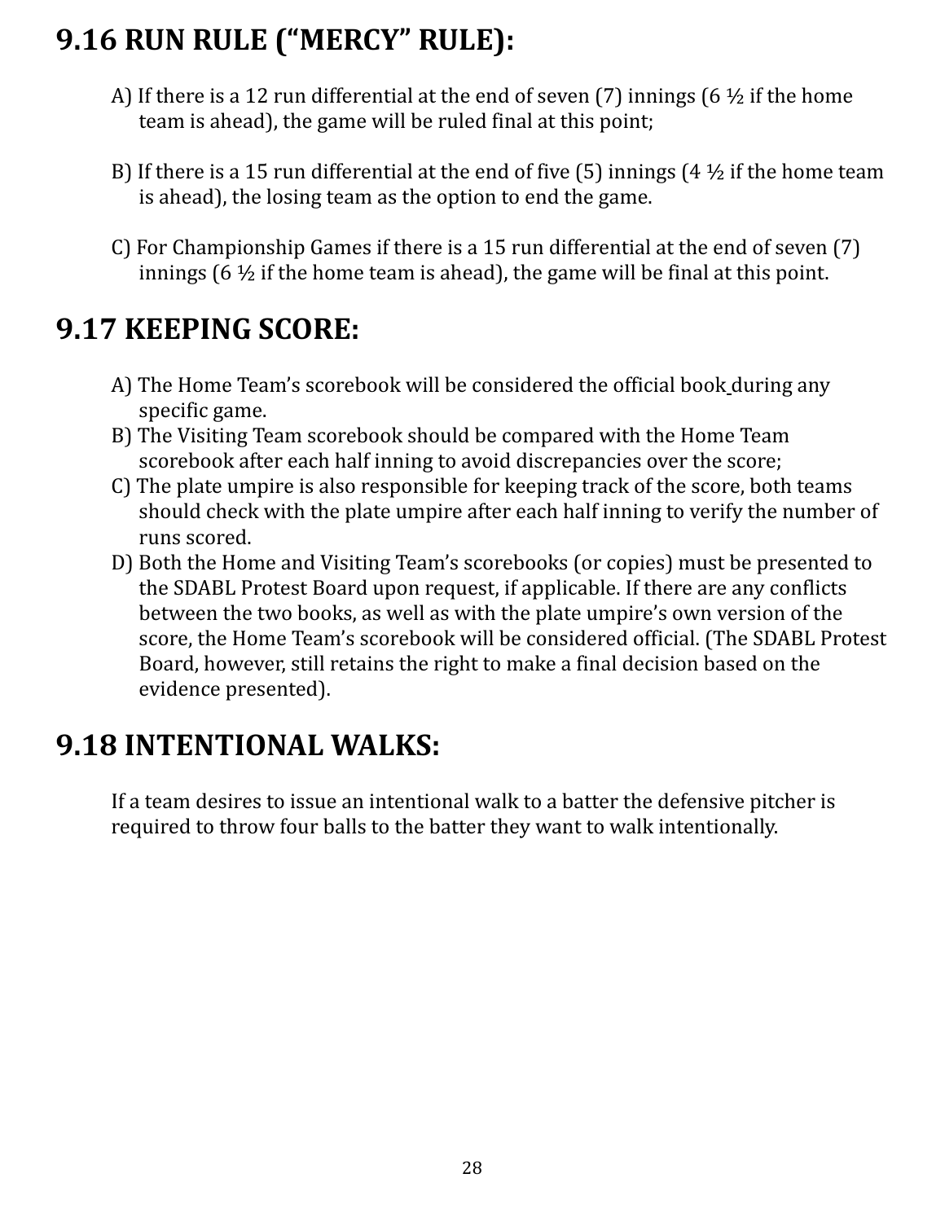## 9.16 RUN RULE (“MERCY” RULE):

A) If there is a 12 run differential at the end of seven (7) innings (6 ½ if the home team is ahead), the game will be ruled final at this point;

B) If there is a 15 run differential at the end of five (5) innings (4 ½ if the home team is ahead), the losing team as the option to end the game.

C) For Championship Games if there is a 15 run differential at the end of seven (7) innings (6 ½ if the home team is ahead), the game will be final at this point.

## 9.17 KEEPING SCORE:

A) The Home Team’s scorebook will be considered the official book during any specific game.
B) The Visiting Team scorebook should be compared with the Home Team scorebook after each half inning to avoid discrepancies over the score;
C) The plate umpire is also responsible for keeping track of the score, both teams should check with the plate umpire after each half inning to verify the number of runs scored.
D) Both the Home and Visiting Team’s scorebooks (or copies) must be presented to the SDABL Protest Board upon request, if applicable. If there are any conflicts between the two books, as well as with the plate umpire’s own version of the score, the Home Team’s scorebook will be considered official. (The SDABL Protest Board, however, still retains the right to make a final decision based on the evidence presented).

## 9.18 INTENTIONAL WALKS:

If a team desires to issue an intentional walk to a batter the defensive pitcher is required to throw four balls to the batter they want to walk intentionally.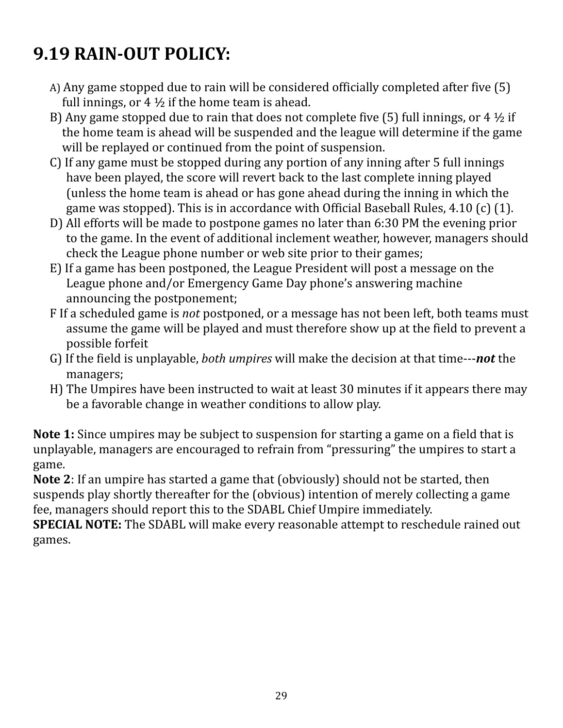# 9.19 RAIN-OUT POLICY:

A) Any game stopped due to rain will be considered officially completed after five (5) full innings, or 4 ½ if the home team is ahead.

B) Any game stopped due to rain that does not complete five (5) full innings, or 4 ½ if the home team is ahead will be suspended and the league will determine if the game will be replayed or continued from the point of suspension.

C) If any game must be stopped during any portion of any inning after 5 full innings have been played, the score will revert back to the last complete inning played (unless the home team is ahead or has gone ahead during the inning in which the game was stopped). This is in accordance with Official Baseball Rules, 4.10 (c) (1).

D) All efforts will be made to postpone games no later than 6:30 PM the evening prior to the game. In the event of additional inclement weather, however, managers should check the League phone number or web site prior to their games;

E) If a game has been postponed, the League President will post a message on the League phone and/or Emergency Game Day phone's answering machine announcing the postponement;

F If a scheduled game is *not* postponed, or a message has not been left, both teams must assume the game will be played and must therefore show up at the field to prevent a possible forfeit

G) If the field is unplayable, *both umpires* will make the decision at that time---***not*** the managers;

H) The Umpires have been instructed to wait at least 30 minutes if it appears there may be a favorable change in weather conditions to allow play.

**Note 1:** Since umpires may be subject to suspension for starting a game on a field that is unplayable, managers are encouraged to refrain from "pressuring" the umpires to start a game.

**Note 2**: If an umpire has started a game that (obviously) should not be started, then suspends play shortly thereafter for the (obvious) intention of merely collecting a game fee, managers should report this to the SDABL Chief Umpire immediately.

**SPECIAL NOTE:** The SDABL will make every reasonable attempt to reschedule rained out games.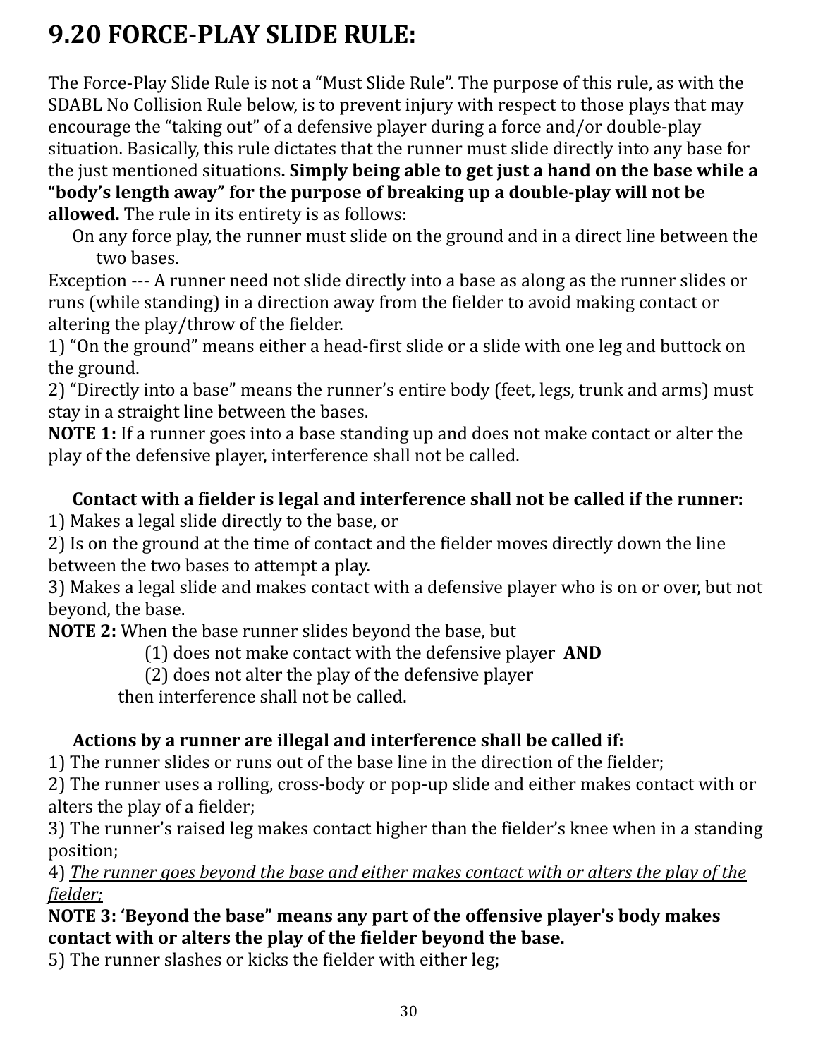# 9.20 FORCE-PLAY SLIDE RULE:

The Force-Play Slide Rule is not a "Must Slide Rule". The purpose of this rule, as with the SDABL No Collision Rule below, is to prevent injury with respect to those plays that may encourage the "taking out" of a defensive player during a force and/or double-play situation. Basically, this rule dictates that the runner must slide directly into any base for the just mentioned situations**. Simply being able to get just a hand on the base while a "body's length away" for the purpose of breaking up a double-play will not be allowed.** The rule in its entirety is as follows:

On any force play, the runner must slide on the ground and in a direct line between the two bases.

Exception --- A runner need not slide directly into a base as along as the runner slides or runs (while standing) in a direction away from the fielder to avoid making contact or altering the play/throw of the fielder.

1) "On the ground" means either a head-first slide or a slide with one leg and buttock on the ground.

2) "Directly into a base" means the runner's entire body (feet, legs, trunk and arms) must stay in a straight line between the bases.

**NOTE 1:** If a runner goes into a base standing up and does not make contact or alter the play of the defensive player, interference shall not be called.

**Contact with a fielder is legal and interference shall not be called if the runner:**

1) Makes a legal slide directly to the base, or

2) Is on the ground at the time of contact and the fielder moves directly down the line between the two bases to attempt a play.

3) Makes a legal slide and makes contact with a defensive player who is on or over, but not beyond, the base.

**NOTE 2:** When the base runner slides beyond the base, but

(1) does not make contact with the defensive player **AND**

(2) does not alter the play of the defensive player

then interference shall not be called.

**Actions by a runner are illegal and interference shall be called if:**

1) The runner slides or runs out of the base line in the direction of the fielder;

2) The runner uses a rolling, cross-body or pop-up slide and either makes contact with or alters the play of a fielder;

3) The runner's raised leg makes contact higher than the fielder's knee when in a standing position;

4) *The runner goes beyond the base and either makes contact with or alters the play of the fielder;*

**NOTE 3: 'Beyond the base" means any part of the offensive player's body makes contact with or alters the play of the fielder beyond the base.**

5) The runner slashes or kicks the fielder with either leg;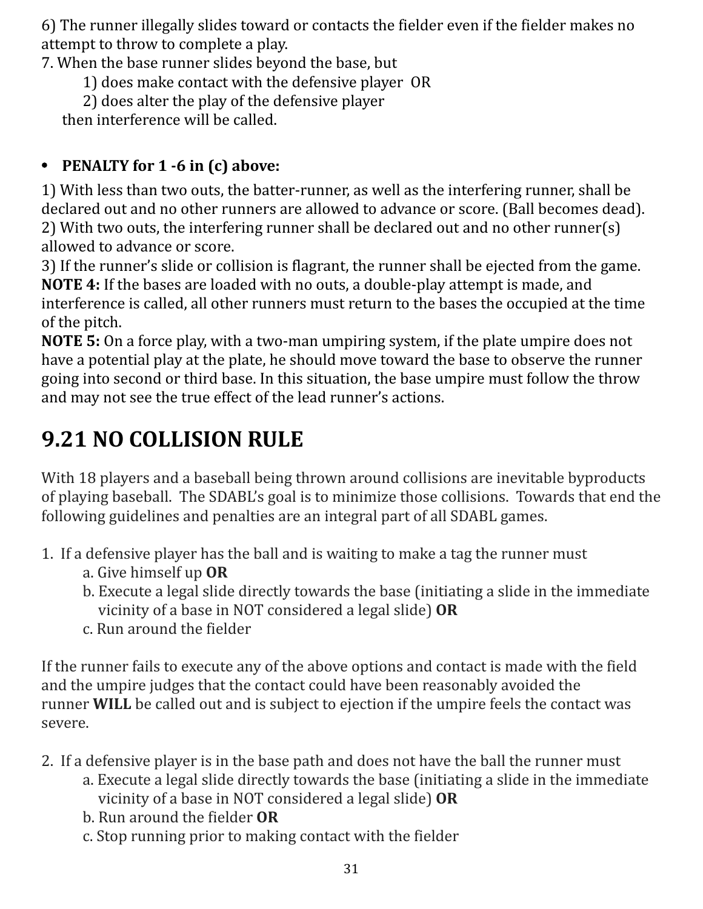6) The runner illegally slides toward or contacts the fielder even if the fielder makes no attempt to throw to complete a play.

7. When the base runner slides beyond the base, but

   1) does make contact with the defensive player OR

   2) does alter the play of the defensive player

   then interference will be called.

- **PENALTY for 1 -6 in (c) above:**

1) With less than two outs, the batter-runner, as well as the interfering runner, shall be declared out and no other runners are allowed to advance or score. (Ball becomes dead).
2) With two outs, the interfering runner shall be declared out and no other runner(s) allowed to advance or score.
3) If the runner's slide or collision is flagrant, the runner shall be ejected from the game.
**NOTE 4:** If the bases are loaded with no outs, a double-play attempt is made, and interference is called, all other runners must return to the bases the occupied at the time of the pitch.
**NOTE 5:** On a force play, with a two-man umpiring system, if the plate umpire does not have a potential play at the plate, he should move toward the base to observe the runner going into second or third base. In this situation, the base umpire must follow the throw and may not see the true effect of the lead runner's actions.

# 9.21 NO COLLISION RULE

With 18 players and a baseball being thrown around collisions are inevitable byproducts of playing baseball. The SDABL's goal is to minimize those collisions. Towards that end the following guidelines and penalties are an integral part of all SDABL games.

1. If a defensive player has the ball and is waiting to make a tag the runner must
   a. Give himself up **OR**
   b. Execute a legal slide directly towards the base (initiating a slide in the immediate vicinity of a base in NOT considered a legal slide) **OR**
   c. Run around the fielder

If the runner fails to execute any of the above options and contact is made with the field and the umpire judges that the contact could have been reasonably avoided the runner **WILL** be called out and is subject to ejection if the umpire feels the contact was severe.

2. If a defensive player is in the base path and does not have the ball the runner must
   a. Execute a legal slide directly towards the base (initiating a slide in the immediate vicinity of a base in NOT considered a legal slide) **OR**
   b. Run around the fielder **OR**
   c. Stop running prior to making contact with the fielder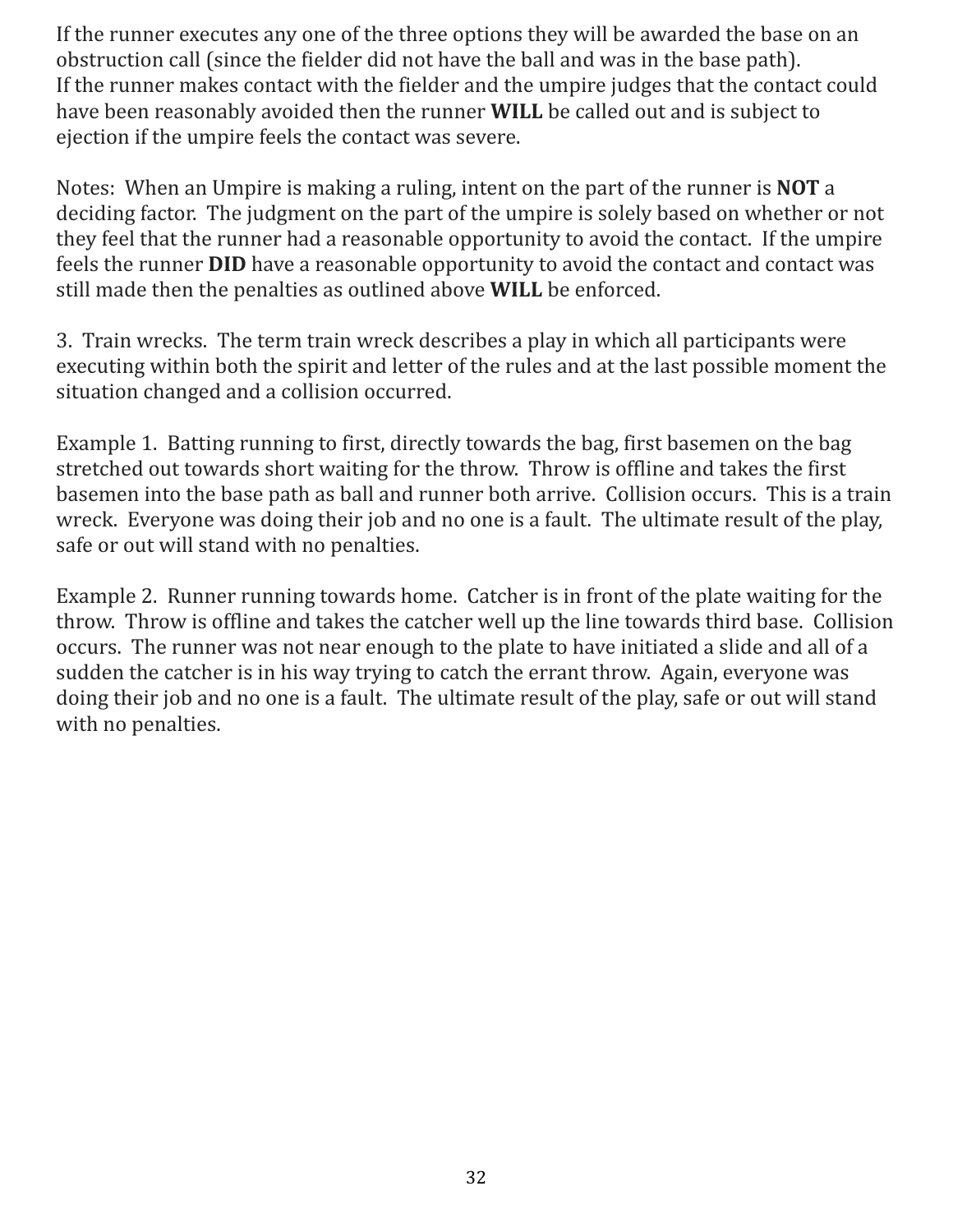If the runner executes any one of the three options they will be awarded the base on an obstruction call (since the fielder did not have the ball and was in the base path).
If the runner makes contact with the fielder and the umpire judges that the contact could have been reasonably avoided then the runner **WILL** be called out and is subject to ejection if the umpire feels the contact was severe.

Notes: When an Umpire is making a ruling, intent on the part of the runner is **NOT** a deciding factor. The judgment on the part of the umpire is solely based on whether or not they feel that the runner had a reasonable opportunity to avoid the contact. If the umpire feels the runner **DID** have a reasonable opportunity to avoid the contact and contact was still made then the penalties as outlined above **WILL** be enforced.

3. Train wrecks. The term train wreck describes a play in which all participants were executing within both the spirit and letter of the rules and at the last possible moment the situation changed and a collision occurred.

Example 1. Batting running to first, directly towards the bag, first basemen on the bag stretched out towards short waiting for the throw. Throw is offline and takes the first basemen into the base path as ball and runner both arrive. Collision occurs. This is a train wreck. Everyone was doing their job and no one is a fault. The ultimate result of the play, safe or out will stand with no penalties.

Example 2. Runner running towards home. Catcher is in front of the plate waiting for the throw. Throw is offline and takes the catcher well up the line towards third base. Collision occurs. The runner was not near enough to the plate to have initiated a slide and all of a sudden the catcher is in his way trying to catch the errant throw. Again, everyone was doing their job and no one is a fault. The ultimate result of the play, safe or out will stand with no penalties.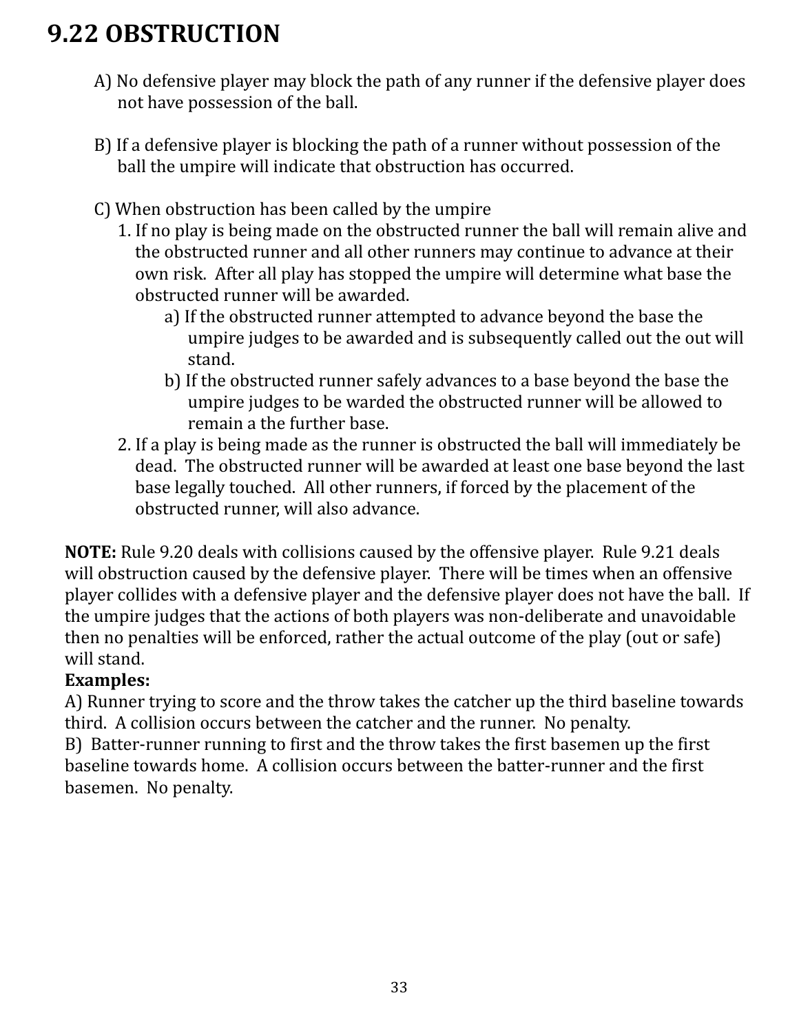# 9.22 OBSTRUCTION

A) No defensive player may block the path of any runner if the defensive player does not have possession of the ball.

B) If a defensive player is blocking the path of a runner without possession of the ball the umpire will indicate that obstruction has occurred.

C) When obstruction has been called by the umpire

1. If no play is being made on the obstructed runner the ball will remain alive and the obstructed runner and all other runners may continue to advance at their own risk. After all play has stopped the umpire will determine what base the obstructed runner will be awarded.
    - a) If the obstructed runner attempted to advance beyond the base the umpire judges to be awarded and is subsequently called out the out will stand.
    - b) If the obstructed runner safely advances to a base beyond the base the umpire judges to be warded the obstructed runner will be allowed to remain a the further base.
2. If a play is being made as the runner is obstructed the ball will immediately be dead. The obstructed runner will be awarded at least one base beyond the last base legally touched. All other runners, if forced by the placement of the obstructed runner, will also advance.

**NOTE:** Rule 9.20 deals with collisions caused by the offensive player. Rule 9.21 deals will obstruction caused by the defensive player. There will be times when an offensive player collides with a defensive player and the defensive player does not have the ball. If the umpire judges that the actions of both players was non-deliberate and unavoidable then no penalties will be enforced, rather the actual outcome of the play (out or safe) will stand.

**Examples:**

A) Runner trying to score and the throw takes the catcher up the third baseline towards third. A collision occurs between the catcher and the runner. No penalty.

B) Batter-runner running to first and the throw takes the first basemen up the first baseline towards home. A collision occurs between the batter-runner and the first basemen. No penalty.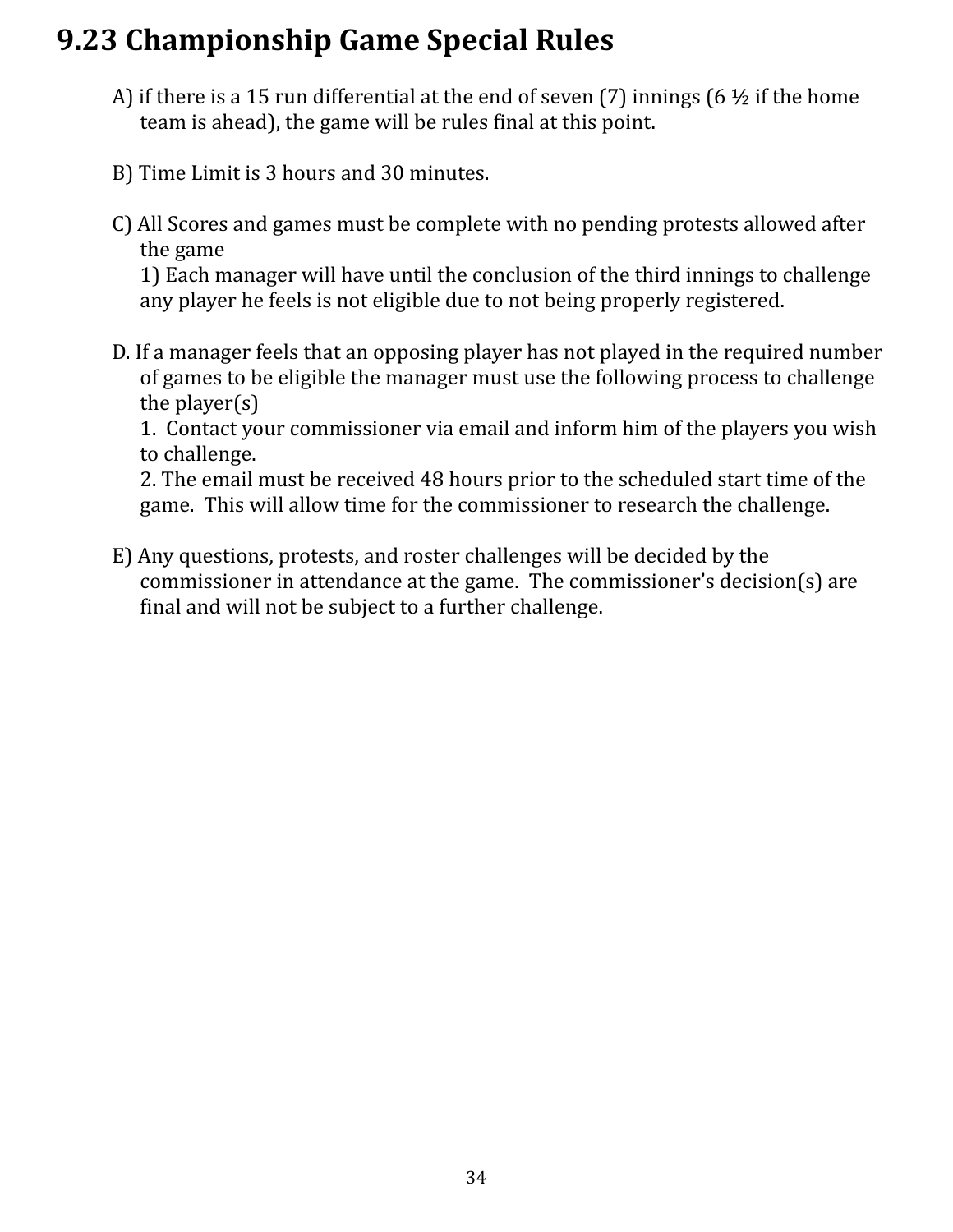## 9.23 Championship Game Special Rules

A) if there is a 15 run differential at the end of seven (7) innings (6 ½ if the home team is ahead), the game will be rules final at this point.

B) Time Limit is 3 hours and 30 minutes.

C) All Scores and games must be complete with no pending protests allowed after the game

1) Each manager will have until the conclusion of the third innings to challenge any player he feels is not eligible due to not being properly registered.

D. If a manager feels that an opposing player has not played in the required number of games to be eligible the manager must use the following process to challenge the player(s)

1. Contact your commissioner via email and inform him of the players you wish to challenge.
2. The email must be received 48 hours prior to the scheduled start time of the game. This will allow time for the commissioner to research the challenge.

E) Any questions, protests, and roster challenges will be decided by the commissioner in attendance at the game. The commissioner's decision(s) are final and will not be subject to a further challenge.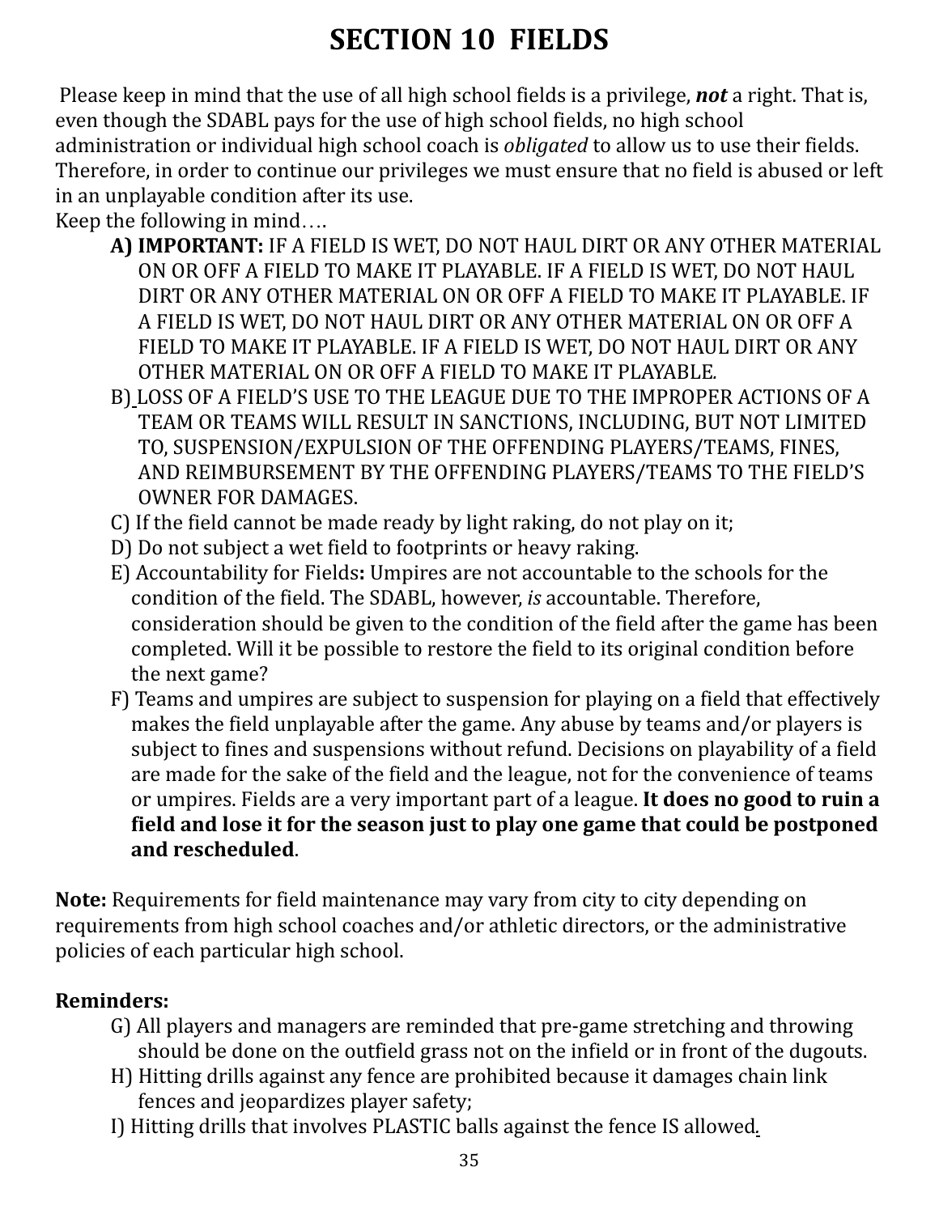# SECTION 10 FIELDS

Please keep in mind that the use of all high school fields is a privilege, ***not*** a right. That is, even though the SDABL pays for the use of high school fields, no high school administration or individual high school coach is *obligated* to allow us to use their fields. Therefore, in order to continue our privileges we must ensure that no field is abused or left in an unplayable condition after its use.

Keep the following in mind….

A) **IMPORTANT:** IF A FIELD IS WET, DO NOT HAUL DIRT OR ANY OTHER MATERIAL ON OR OFF A FIELD TO MAKE IT PLAYABLE. IF A FIELD IS WET, DO NOT HAUL DIRT OR ANY OTHER MATERIAL ON OR OFF A FIELD TO MAKE IT PLAYABLE. IF A FIELD IS WET, DO NOT HAUL DIRT OR ANY OTHER MATERIAL ON OR OFF A FIELD TO MAKE IT PLAYABLE. IF A FIELD IS WET, DO NOT HAUL DIRT OR ANY OTHER MATERIAL ON OR OFF A FIELD TO MAKE IT PLAYABLE.

B) LOSS OF A FIELD'S USE TO THE LEAGUE DUE TO THE IMPROPER ACTIONS OF A TEAM OR TEAMS WILL RESULT IN SANCTIONS, INCLUDING, BUT NOT LIMITED TO, SUSPENSION/EXPULSION OF THE OFFENDING PLAYERS/TEAMS, FINES, AND REIMBURSEMENT BY THE OFFENDING PLAYERS/TEAMS TO THE FIELD'S OWNER FOR DAMAGES.

C) If the field cannot be made ready by light raking, do not play on it;

D) Do not subject a wet field to footprints or heavy raking.

E) Accountability for Fields**:** Umpires are not accountable to the schools for the condition of the field. The SDABL, however, *is* accountable. Therefore, consideration should be given to the condition of the field after the game has been completed. Will it be possible to restore the field to its original condition before the next game?

F) Teams and umpires are subject to suspension for playing on a field that effectively makes the field unplayable after the game. Any abuse by teams and/or players is subject to fines and suspensions without refund. Decisions on playability of a field are made for the sake of the field and the league, not for the convenience of teams or umpires. Fields are a very important part of a league. **It does no good to ruin a field and lose it for the season just to play one game that could be postponed and rescheduled**.

**Note:** Requirements for field maintenance may vary from city to city depending on requirements from high school coaches and/or athletic directors, or the administrative policies of each particular high school.

**Reminders:**

G) All players and managers are reminded that pre-game stretching and throwing should be done on the outfield grass not on the infield or in front of the dugouts.

H) Hitting drills against any fence are prohibited because it damages chain link fences and jeopardizes player safety;

I) Hitting drills that involves PLASTIC balls against the fence IS allowed.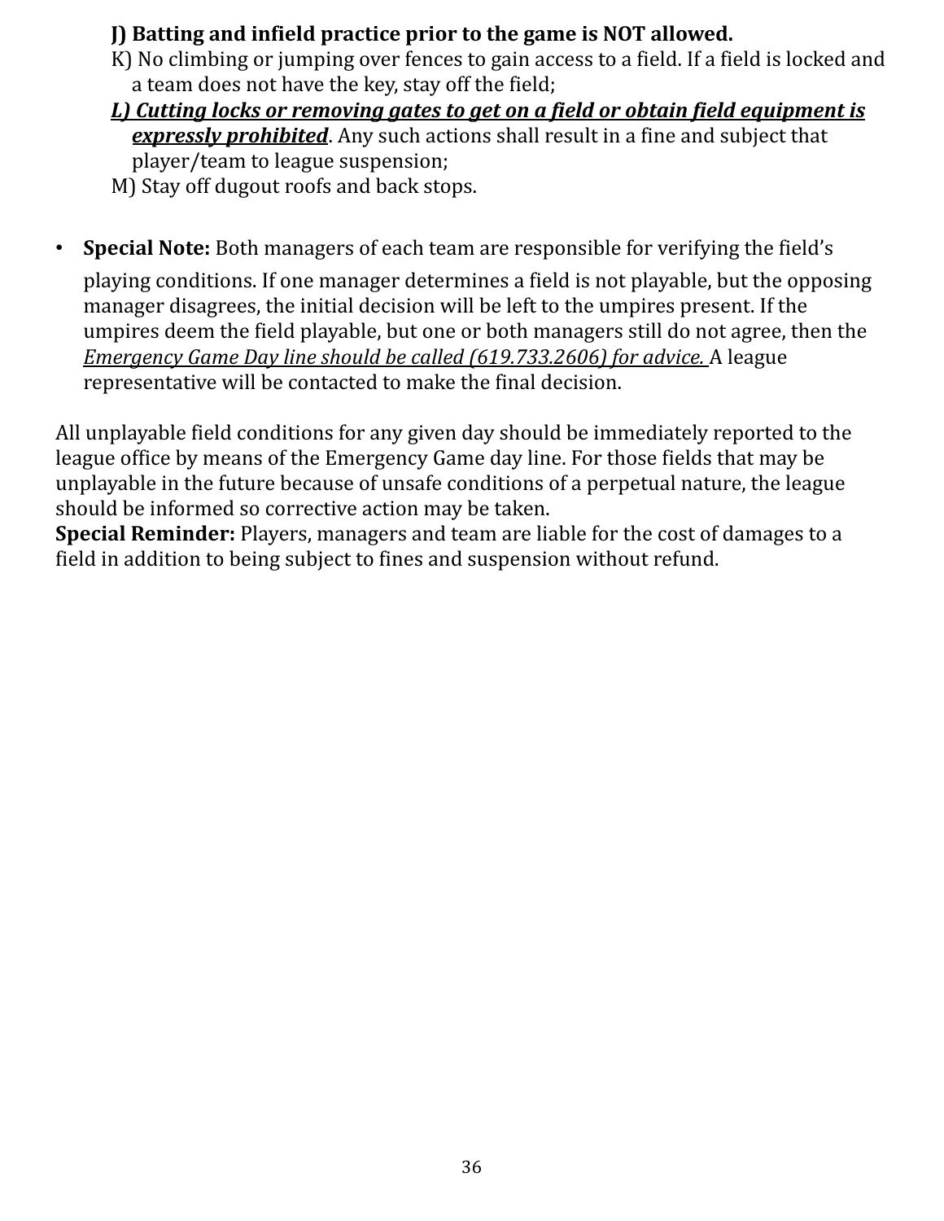**J) Batting and infield practice prior to the game is NOT allowed.**

K) No climbing or jumping over fences to gain access to a field. If a field is locked and a team does not have the key, stay off the field;

***L) Cutting locks or removing gates to get on a field or obtain field equipment is expressly prohibited***. Any such actions shall result in a fine and subject that player/team to league suspension;

M) Stay off dugout roofs and back stops.

- **Special Note:** Both managers of each team are responsible for verifying the field's playing conditions. If one manager determines a field is not playable, but the opposing manager disagrees, the initial decision will be left to the umpires present. If the umpires deem the field playable, but one or both managers still do not agree, then the *Emergency Game Day line should be called (619.733.2606) for advice.* A league representative will be contacted to make the final decision.

All unplayable field conditions for any given day should be immediately reported to the league office by means of the Emergency Game day line. For those fields that may be unplayable in the future because of unsafe conditions of a perpetual nature, the league should be informed so corrective action may be taken.

**Special Reminder:** Players, managers and team are liable for the cost of damages to a field in addition to being subject to fines and suspension without refund.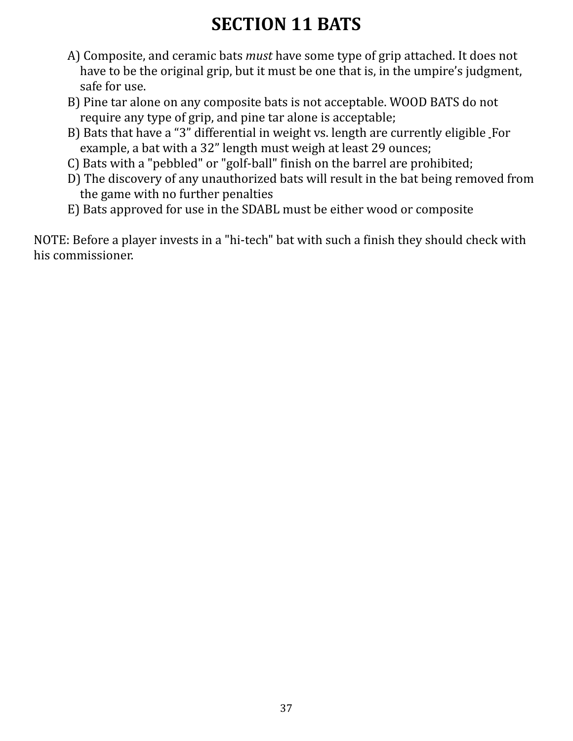# SECTION 11 BATS

A) Composite, and ceramic bats *must* have some type of grip attached. It does not have to be the original grip, but it must be one that is, in the umpire's judgment, safe for use.
B) Pine tar alone on any composite bats is not acceptable. WOOD BATS do not require any type of grip, and pine tar alone is acceptable;
B) Bats that have a "3" differential in weight vs. length are currently eligible For example, a bat with a 32" length must weigh at least 29 ounces;
C) Bats with a "pebbled" or "golf-ball" finish on the barrel are prohibited;
D) The discovery of any unauthorized bats will result in the bat being removed from the game with no further penalties
E) Bats approved for use in the SDABL must be either wood or composite

NOTE: Before a player invests in a "hi-tech" bat with such a finish they should check with his commissioner.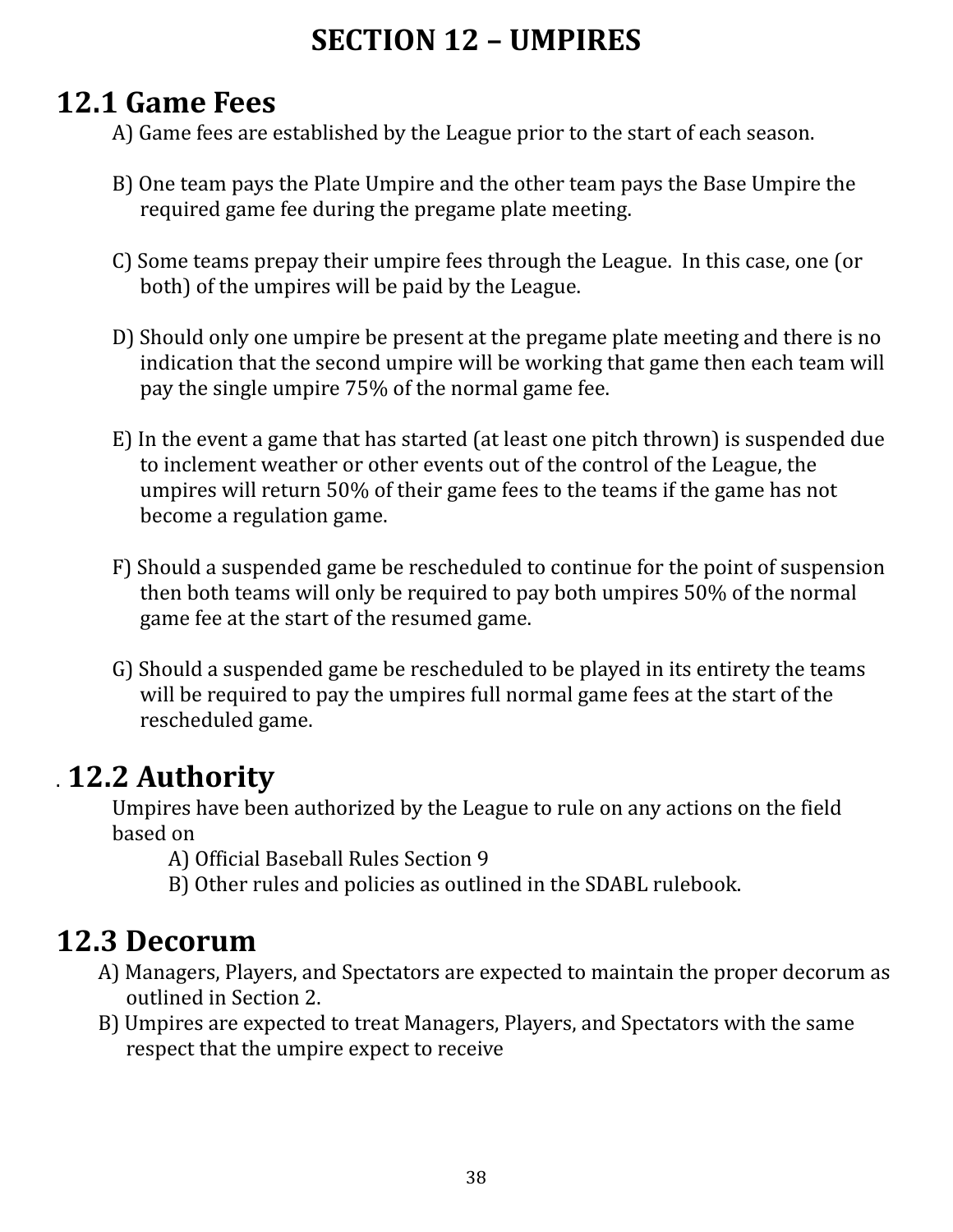# SECTION 12 – UMPIRES

## 12.1 Game Fees

A) Game fees are established by the League prior to the start of each season.

B) One team pays the Plate Umpire and the other team pays the Base Umpire the required game fee during the pregame plate meeting.

C) Some teams prepay their umpire fees through the League. In this case, one (or both) of the umpires will be paid by the League.

D) Should only one umpire be present at the pregame plate meeting and there is no indication that the second umpire will be working that game then each team will pay the single umpire 75% of the normal game fee.

E) In the event a game that has started (at least one pitch thrown) is suspended due to inclement weather or other events out of the control of the League, the umpires will return 50% of their game fees to the teams if the game has not become a regulation game.

F) Should a suspended game be rescheduled to continue for the point of suspension then both teams will only be required to pay both umpires 50% of the normal game fee at the start of the resumed game.

G) Should a suspended game be rescheduled to be played in its entirety the teams will be required to pay the umpires full normal game fees at the start of the rescheduled game.

## 12.2 Authority

Umpires have been authorized by the League to rule on any actions on the field based on

A) Official Baseball Rules Section 9

B) Other rules and policies as outlined in the SDABL rulebook.

## 12.3 Decorum

A) Managers, Players, and Spectators are expected to maintain the proper decorum as outlined in Section 2.

B) Umpires are expected to treat Managers, Players, and Spectators with the same respect that the umpire expect to receive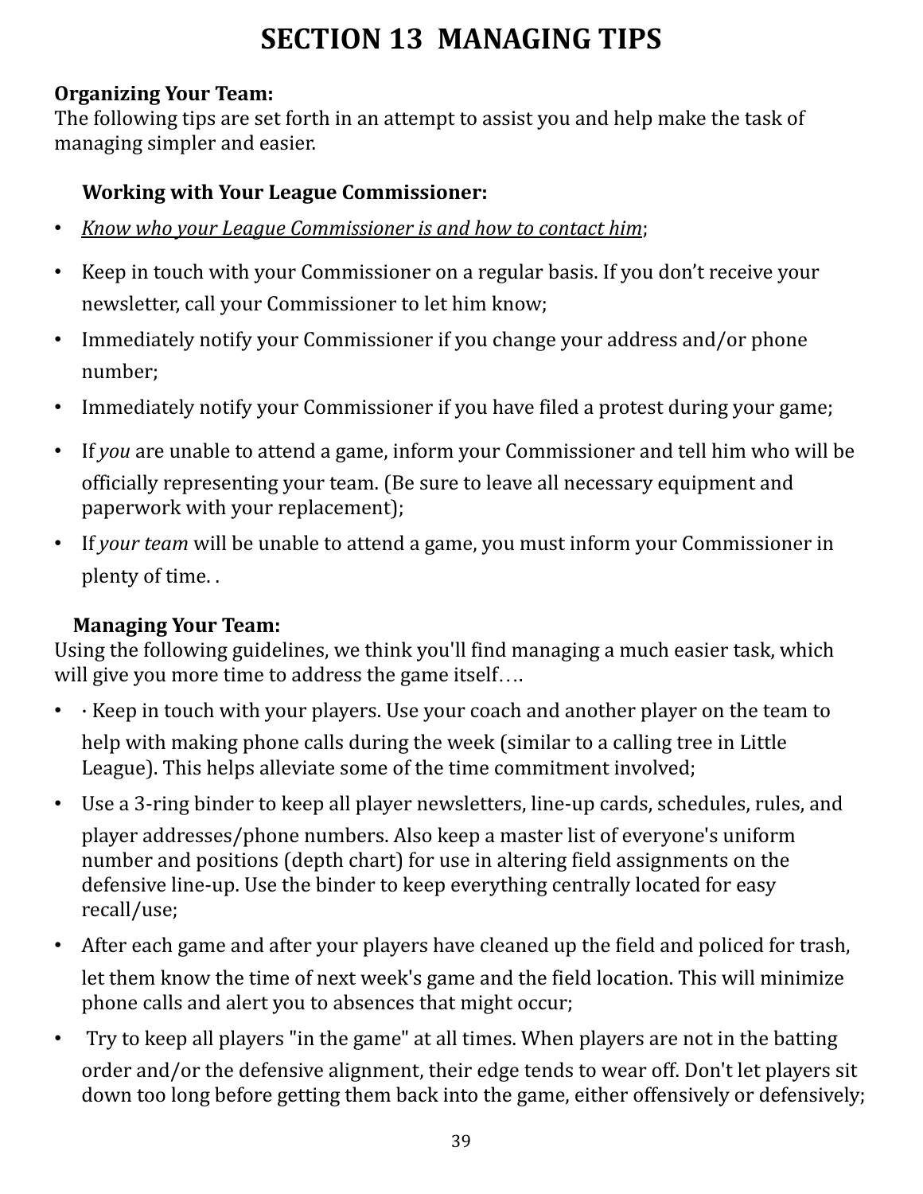# SECTION 13 MANAGING TIPS

**Organizing Your Team:**
The following tips are set forth in an attempt to assist you and help make the task of managing simpler and easier.

**Working with Your League Commissioner:**

- *Know who your League Commissioner is and how to contact him*;
- Keep in touch with your Commissioner on a regular basis. If you don't receive your newsletter, call your Commissioner to let him know;
- Immediately notify your Commissioner if you change your address and/or phone number;
- Immediately notify your Commissioner if you have filed a protest during your game;
- If *you* are unable to attend a game, inform your Commissioner and tell him who will be officially representing your team. (Be sure to leave all necessary equipment and paperwork with your replacement);
- If *your team* will be unable to attend a game, you must inform your Commissioner in plenty of time. .

**Managing Your Team:**
Using the following guidelines, we think you'll find managing a much easier task, which will give you more time to address the game itself….

- · Keep in touch with your players. Use your coach and another player on the team to help with making phone calls during the week (similar to a calling tree in Little League). This helps alleviate some of the time commitment involved;
- Use a 3-ring binder to keep all player newsletters, line-up cards, schedules, rules, and player addresses/phone numbers. Also keep a master list of everyone's uniform number and positions (depth chart) for use in altering field assignments on the defensive line-up. Use the binder to keep everything centrally located for easy recall/use;
- After each game and after your players have cleaned up the field and policed for trash, let them know the time of next week's game and the field location. This will minimize phone calls and alert you to absences that might occur;
- Try to keep all players "in the game" at all times. When players are not in the batting order and/or the defensive alignment, their edge tends to wear off. Don't let players sit down too long before getting them back into the game, either offensively or defensively;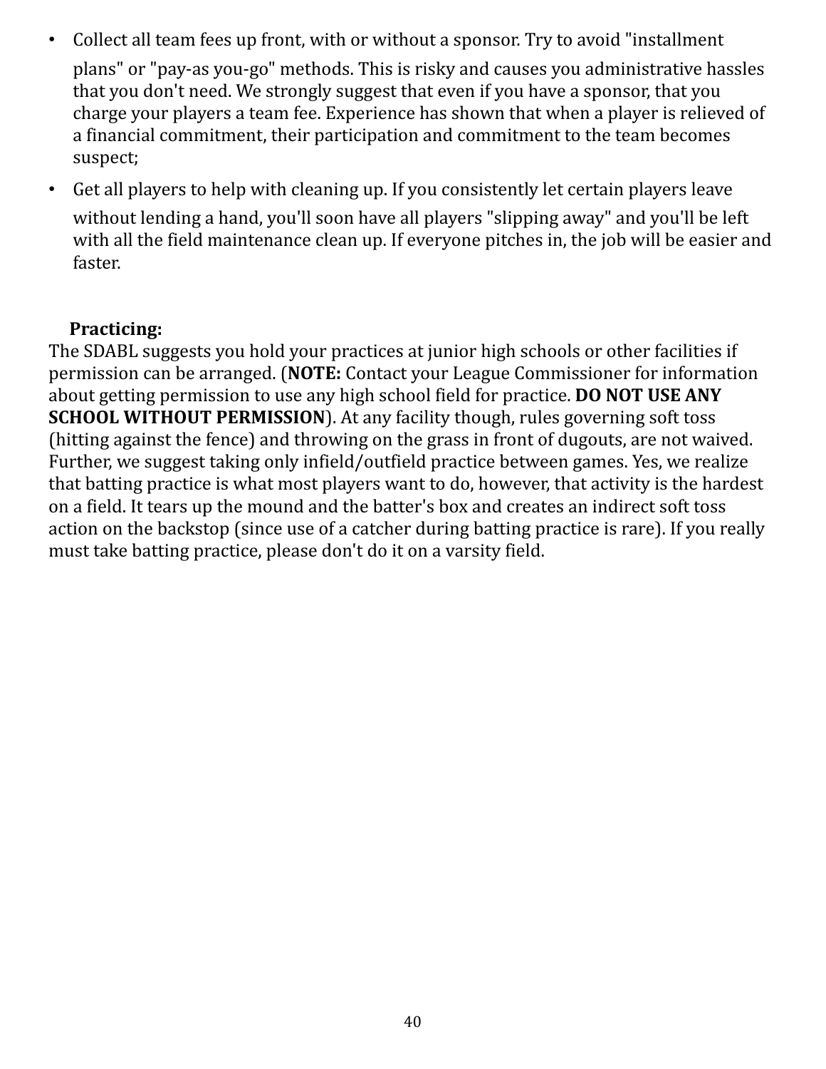- Collect all team fees up front, with or without a sponsor. Try to avoid "installment plans" or "pay-as you-go" methods. This is risky and causes you administrative hassles that you don't need. We strongly suggest that even if you have a sponsor, that you charge your players a team fee. Experience has shown that when a player is relieved of a financial commitment, their participation and commitment to the team becomes suspect;
- Get all players to help with cleaning up. If you consistently let certain players leave without lending a hand, you'll soon have all players "slipping away" and you'll be left with all the field maintenance clean up. If everyone pitches in, the job will be easier and faster.

**Practicing:**

The SDABL suggests you hold your practices at junior high schools or other facilities if permission can be arranged. (**NOTE:** Contact your League Commissioner for information about getting permission to use any high school field for practice. **DO NOT USE ANY SCHOOL WITHOUT PERMISSION**). At any facility though, rules governing soft toss (hitting against the fence) and throwing on the grass in front of dugouts, are not waived. Further, we suggest taking only infield/outfield practice between games. Yes, we realize that batting practice is what most players want to do, however, that activity is the hardest on a field. It tears up the mound and the batter's box and creates an indirect soft toss action on the backstop (since use of a catcher during batting practice is rare). If you really must take batting practice, please don't do it on a varsity field.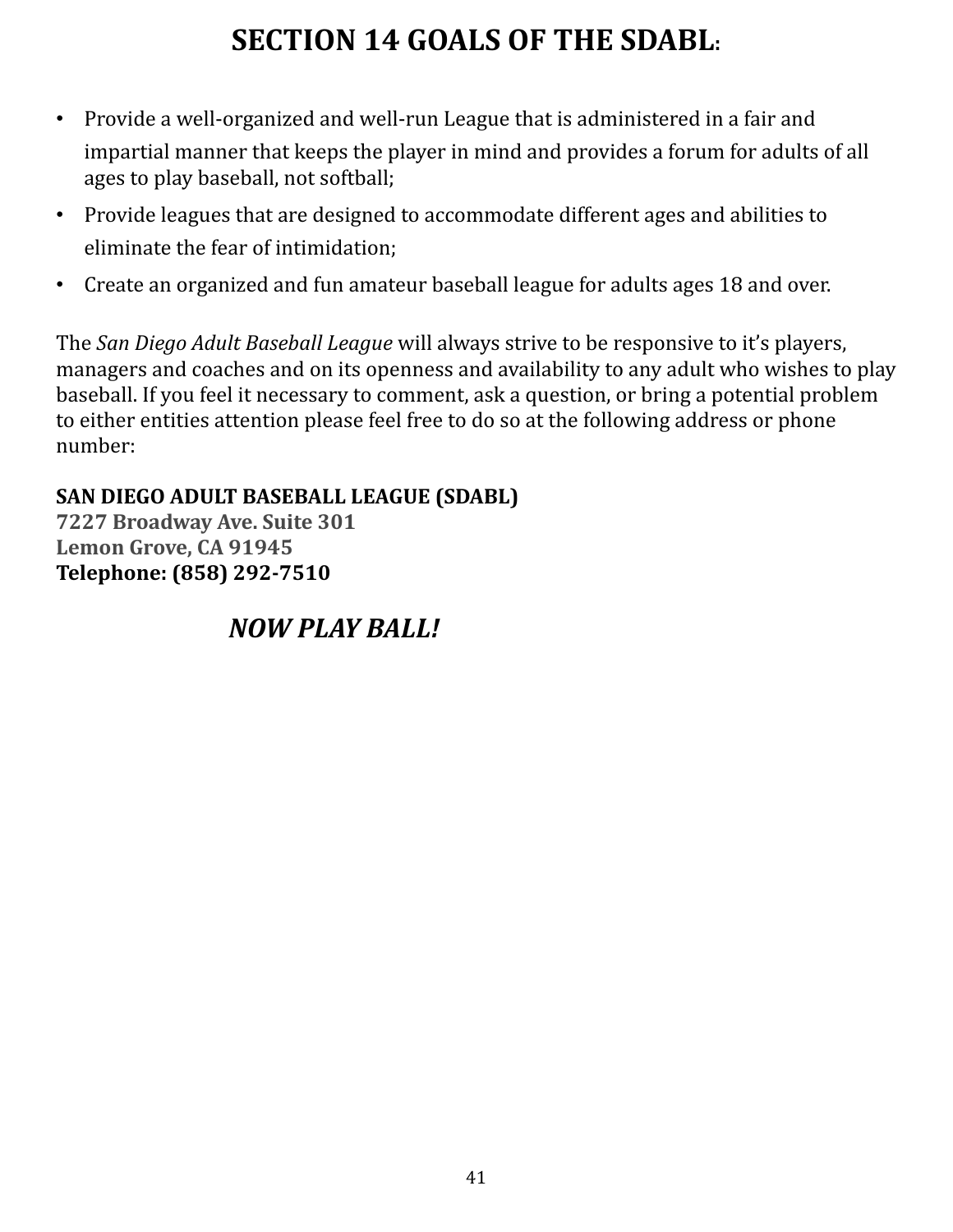# SECTION 14 GOALS OF THE SDABL:

- Provide a well-organized and well-run League that is administered in a fair and impartial manner that keeps the player in mind and provides a forum for adults of all ages to play baseball, not softball;
- Provide leagues that are designed to accommodate different ages and abilities to eliminate the fear of intimidation;
- Create an organized and fun amateur baseball league for adults ages 18 and over.

The *San Diego Adult Baseball League* will always strive to be responsive to it's players, managers and coaches and on its openness and availability to any adult who wishes to play baseball. If you feel it necessary to comment, ask a question, or bring a potential problem to either entities attention please feel free to do so at the following address or phone number:

**SAN DIEGO ADULT BASEBALL LEAGUE (SDABL)**
**7227 Broadway Ave. Suite 301**
**Lemon Grove, CA 91945**
**Telephone: (858) 292-7510**

***NOW PLAY BALL!***